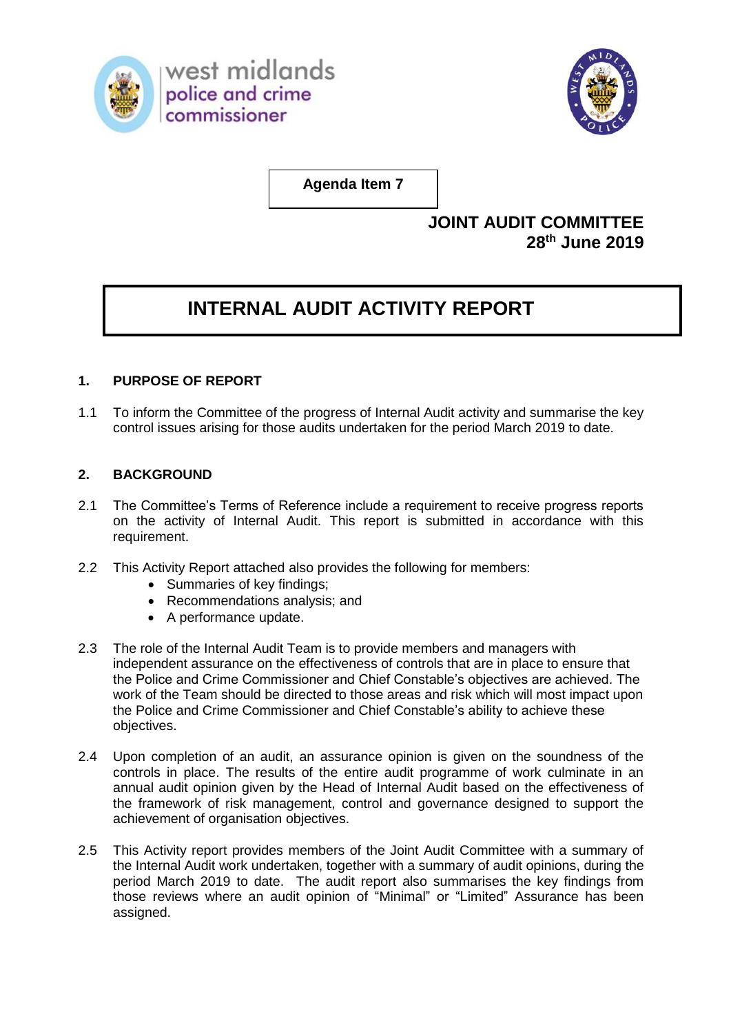west midlands police and crime commissioner

**Agenda Item 7**

**JOINT AUDIT COMMITTEE**
**28th June 2019**

# INTERNAL AUDIT ACTIVITY REPORT

## 1. PURPOSE OF REPORT

1.1 To inform the Committee of the progress of Internal Audit activity and summarise the key control issues arising for those audits undertaken for the period March 2019 to date.

## 2. BACKGROUND

2.1 The Committee's Terms of Reference include a requirement to receive progress reports on the activity of Internal Audit. This report is submitted in accordance with this requirement.

2.2 This Activity Report attached also provides the following for members:

- Summaries of key findings;
- Recommendations analysis; and
- A performance update.

2.3 The role of the Internal Audit Team is to provide members and managers with independent assurance on the effectiveness of controls that are in place to ensure that the Police and Crime Commissioner and Chief Constable's objectives are achieved. The work of the Team should be directed to those areas and risk which will most impact upon the Police and Crime Commissioner and Chief Constable's ability to achieve these objectives.

2.4 Upon completion of an audit, an assurance opinion is given on the soundness of the controls in place. The results of the entire audit programme of work culminate in an annual audit opinion given by the Head of Internal Audit based on the effectiveness of the framework of risk management, control and governance designed to support the achievement of organisation objectives.

2.5 This Activity report provides members of the Joint Audit Committee with a summary of the Internal Audit work undertaken, together with a summary of audit opinions, during the period March 2019 to date. The audit report also summarises the key findings from those reviews where an audit opinion of "Minimal" or "Limited" Assurance has been assigned.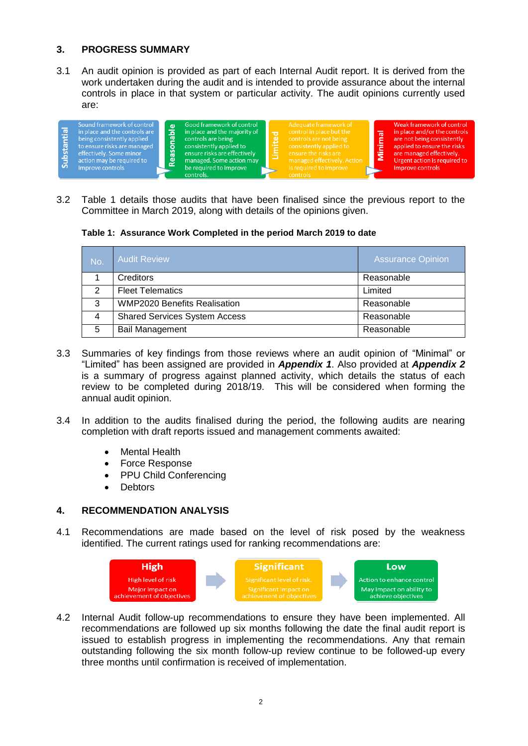## 3. PROGRESS SUMMARY

3.1 An audit opinion is provided as part of each Internal Audit report. It is derived from the work undertaken during the audit and is intended to provide assurance about the internal controls in place in that system or particular activity. The audit opinions currently used are:

| Substantial | Reasonable | Limited | Minimal |
|---|---|---|---|
| Sound framework of control in place and the controls are being consistently applied to ensure risks are managed effectively. Some minor action may be required to improve controls | Good framework of control in place and the majority of controls are being consistently applied to ensure risks are effectively managed. Some action may be required to improve controls. | Adequate framework of control in place but the controls are not being consistently applied to ensure the risks are managed effectively. Action is required to improve controls | Weak framework of control in place and/or the controls are not being consistently applied to ensure the risks are managed effectively. Urgent action is required to improve controls |

3.2 Table 1 details those audits that have been finalised since the previous report to the Committee in March 2019, along with details of the opinions given.

**Table 1: Assurance Work Completed in the period March 2019 to date**

| No. | Audit Review | Assurance Opinion |
|---|---|---|
| 1 | Creditors | Reasonable |
| 2 | Fleet Telematics | Limited |
| 3 | WMP2020 Benefits Realisation | Reasonable |
| 4 | Shared Services System Access | Reasonable |
| 5 | Bail Management | Reasonable |

3.3 Summaries of key findings from those reviews where an audit opinion of "Minimal" or "Limited" has been assigned are provided in ***Appendix 1***. Also provided at ***Appendix 2*** is a summary of progress against planned activity, which details the status of each review to be completed during 2018/19. This will be considered when forming the annual audit opinion.

3.4 In addition to the audits finalised during the period, the following audits are nearing completion with draft reports issued and management comments awaited:

- Mental Health
- Force Response
- PPU Child Conferencing
- Debtors

## 4. RECOMMENDATION ANALYSIS

4.1 Recommendations are made based on the level of risk posed by the weakness identified. The current ratings used for ranking recommendations are:

| High | Significant | Low |
|---|---|---|
| High level of risk. Major impact on achievement of objectives | Significant level of risk. Significant impact on achievement of objectives | Action to enhance control. May impact on ability to achieve objectives |

4.2 Internal Audit follow-up recommendations to ensure they have been implemented. All recommendations are followed up six months following the date the final audit report is issued to establish progress in implementing the recommendations. Any that remain outstanding following the six month follow-up review continue to be followed-up every three months until confirmation is received of implementation.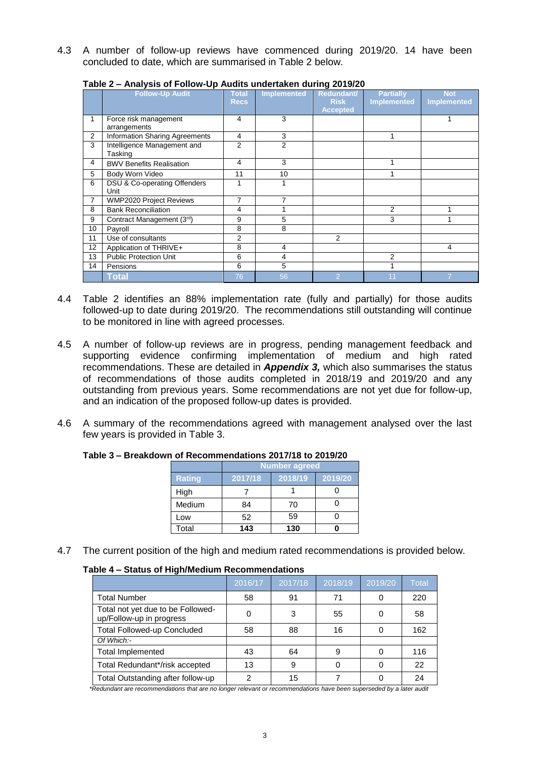4.3 A number of follow-up reviews have commenced during 2019/20. 14 have been concluded to date, which are summarised in Table 2 below.

**Table 2 – Analysis of Follow-Up Audits undertaken during 2019/20**

| | Follow-Up Audit | Total Recs | Implemented | Redundant/ Risk Accepted | Partially Implemented | Not Implemented |
|---|---|---|---|---|---|---|
| 1 | Force risk management arrangements | 4 | 3 | | | 1 |
| 2 | Information Sharing Agreements | 4 | 3 | | 1 | |
| 3 | Intelligence Management and Tasking | 2 | 2 | | | |
| 4 | BWV Benefits Realisation | 4 | 3 | | 1 | |
| 5 | Body Worn Video | 11 | 10 | | 1 | |
| 6 | DSU & Co-operating Offenders Unit | 1 | 1 | | | |
| 7 | WMP2020 Project Reviews | 7 | 7 | | | |
| 8 | Bank Reconciliation | 4 | 1 | | 2 | 1 |
| 9 | Contract Management (3rd) | 9 | 5 | | 3 | 1 |
| 10 | Payroll | 8 | 8 | | | |
| 11 | Use of consultants | 2 | | 2 | | |
| 12 | Application of THRIVE+ | 8 | 4 | | | 4 |
| 13 | Public Protection Unit | 6 | 4 | | 2 | |
| 14 | Pensions | 6 | 5 | | 1 | |
| | **Total** | 76 | 56 | 2 | 11 | 7 |

4.4 Table 2 identifies an 88% implementation rate (fully and partially) for those audits followed-up to date during 2019/20. The recommendations still outstanding will continue to be monitored in line with agreed processes.

4.5 A number of follow-up reviews are in progress, pending management feedback and supporting evidence confirming implementation of medium and high rated recommendations. These are detailed in ***Appendix 3,*** which also summarises the status of recommendations of those audits completed in 2018/19 and 2019/20 and any outstanding from previous years. Some recommendations are not yet due for follow-up, and an indication of the proposed follow-up dates is provided.

4.6 A summary of the recommendations agreed with management analysed over the last few years is provided in Table 3.

**Table 3 – Breakdown of Recommendations 2017/18 to 2019/20**

| | Number agreed | | |
|---|---|---|---|
| **Rating** | **2017/18** | **2018/19** | **2019/20** |
| High | 7 | 1 | 0 |
| Medium | 84 | 70 | 0 |
| Low | 52 | 59 | 0 |
| Total | **143** | **130** | **0** |

4.7 The current position of the high and medium rated recommendations is provided below.

**Table 4 – Status of High/Medium Recommendations**

| | 2016/17 | 2017/18 | 2018/19 | 2019/20 | Total |
|---|---|---|---|---|---|
| Total Number | 58 | 91 | 71 | 0 | 220 |
| Total not yet due to be Followed-up/Follow-up in progress | 0 | 3 | 55 | 0 | 58 |
| Total Followed-up Concluded | 58 | 88 | 16 | 0 | 162 |
| *Of Which:-* | | | | | |
| Total Implemented | 43 | 64 | 9 | 0 | 116 |
| Total Redundant*/risk accepted | 13 | 9 | 0 | 0 | 22 |
| Total Outstanding after follow-up | 2 | 15 | 7 | 0 | 24 |

*\*Redundant are recommendations that are no longer relevant or recommendations have been superseded by a later audit*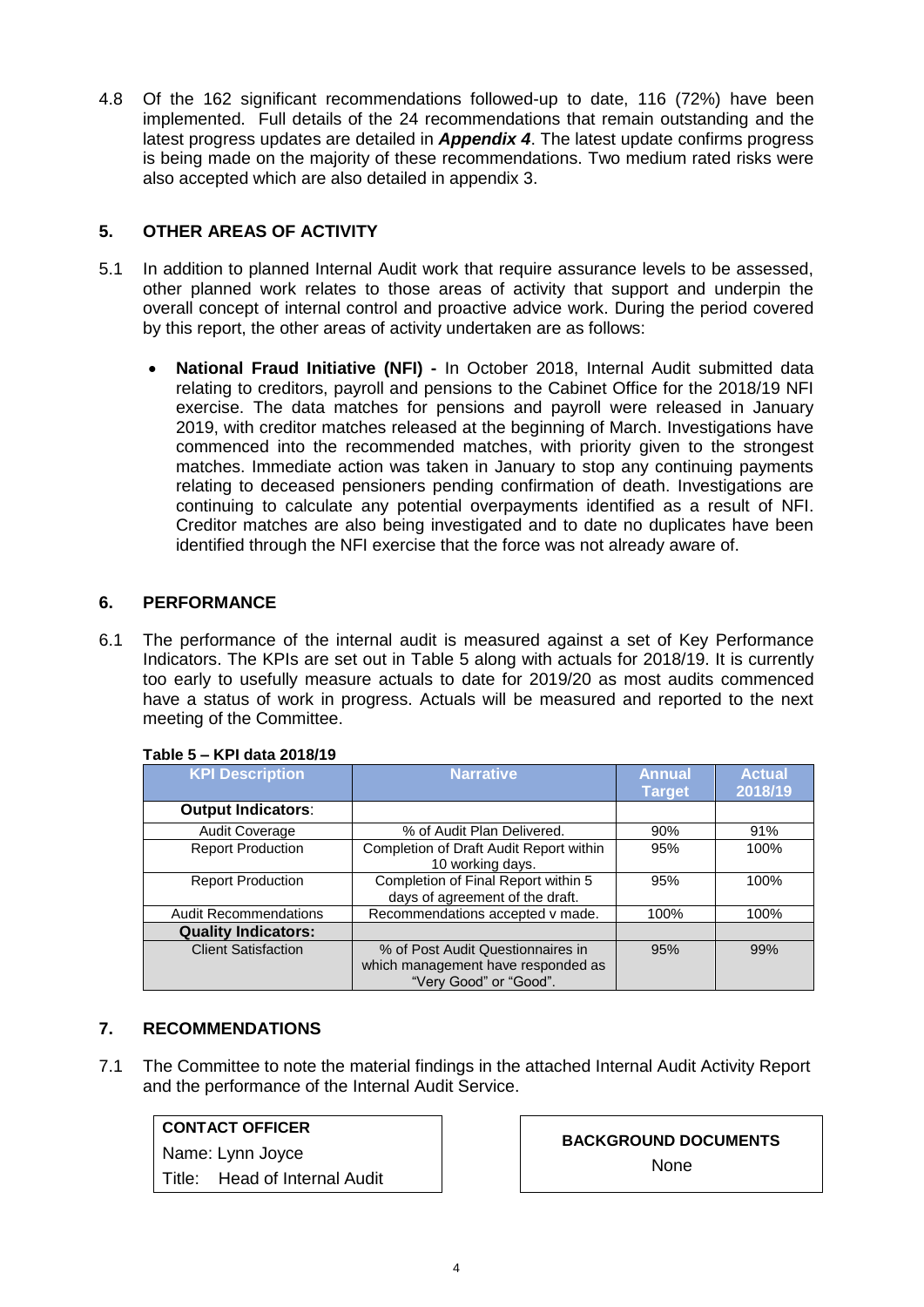4.8 Of the 162 significant recommendations followed-up to date, 116 (72%) have been implemented. Full details of the 24 recommendations that remain outstanding and the latest progress updates are detailed in ***Appendix 4***. The latest update confirms progress is being made on the majority of these recommendations. Two medium rated risks were also accepted which are also detailed in appendix 3.

## 5. OTHER AREAS OF ACTIVITY

5.1 In addition to planned Internal Audit work that require assurance levels to be assessed, other planned work relates to those areas of activity that support and underpin the overall concept of internal control and proactive advice work. During the period covered by this report, the other areas of activity undertaken are as follows:

- **National Fraud Initiative (NFI) -** In October 2018, Internal Audit submitted data relating to creditors, payroll and pensions to the Cabinet Office for the 2018/19 NFI exercise. The data matches for pensions and payroll were released in January 2019, with creditor matches released at the beginning of March. Investigations have commenced into the recommended matches, with priority given to the strongest matches. Immediate action was taken in January to stop any continuing payments relating to deceased pensioners pending confirmation of death. Investigations are continuing to calculate any potential overpayments identified as a result of NFI. Creditor matches are also being investigated and to date no duplicates have been identified through the NFI exercise that the force was not already aware of.

## 6. PERFORMANCE

6.1 The performance of the internal audit is measured against a set of Key Performance Indicators. The KPIs are set out in Table 5 along with actuals for 2018/19. It is currently too early to usefully measure actuals to date for 2019/20 as most audits commenced have a status of work in progress. Actuals will be measured and reported to the next meeting of the Committee.

**Table 5 – KPI data 2018/19**

| KPI Description | Narrative | Annual Target | Actual 2018/19 |
|---|---|---|---|
| **Output Indicators**: | | | |
| Audit Coverage | % of Audit Plan Delivered. | 90% | 91% |
| Report Production | Completion of Draft Audit Report within 10 working days. | 95% | 100% |
| Report Production | Completion of Final Report within 5 days of agreement of the draft. | 95% | 100% |
| Audit Recommendations | Recommendations accepted v made. | 100% | 100% |
| **Quality Indicators:** | | | |
| Client Satisfaction | % of Post Audit Questionnaires in which management have responded as "Very Good" or "Good". | 95% | 99% |

## 7. RECOMMENDATIONS

7.1 The Committee to note the material findings in the attached Internal Audit Activity Report and the performance of the Internal Audit Service.

| **CONTACT OFFICER** |
|---|
| Name: Lynn Joyce |
| Title: Head of Internal Audit |

| **BACKGROUND DOCUMENTS** |
|---|
| None |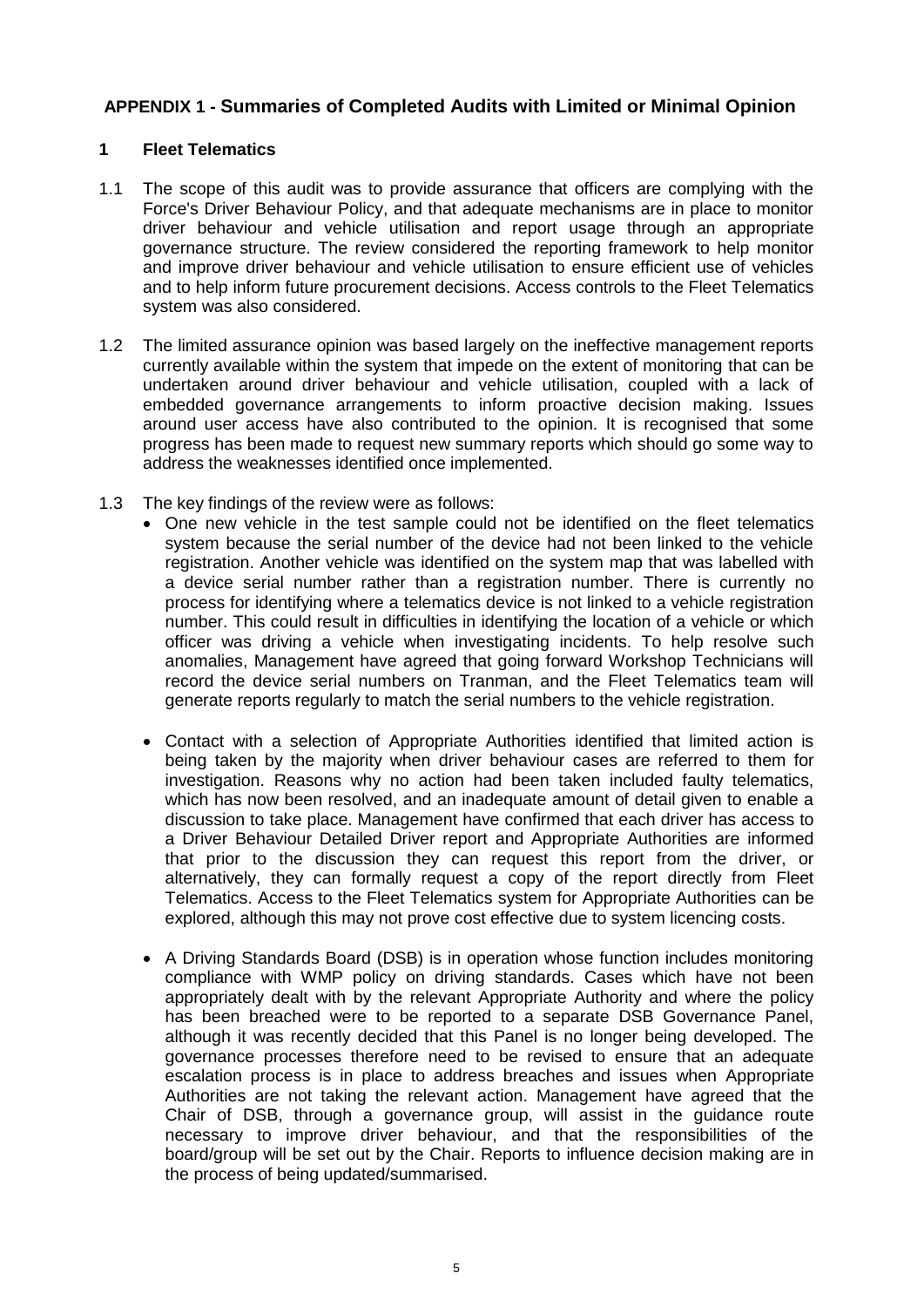## APPENDIX 1 - Summaries of Completed Audits with Limited or Minimal Opinion

### 1 Fleet Telematics

1.1 The scope of this audit was to provide assurance that officers are complying with the Force's Driver Behaviour Policy, and that adequate mechanisms are in place to monitor driver behaviour and vehicle utilisation and report usage through an appropriate governance structure. The review considered the reporting framework to help monitor and improve driver behaviour and vehicle utilisation to ensure efficient use of vehicles and to help inform future procurement decisions. Access controls to the Fleet Telematics system was also considered.

1.2 The limited assurance opinion was based largely on the ineffective management reports currently available within the system that impede on the extent of monitoring that can be undertaken around driver behaviour and vehicle utilisation, coupled with a lack of embedded governance arrangements to inform proactive decision making. Issues around user access have also contributed to the opinion. It is recognised that some progress has been made to request new summary reports which should go some way to address the weaknesses identified once implemented.

1.3 The key findings of the review were as follows:

- One new vehicle in the test sample could not be identified on the fleet telematics system because the serial number of the device had not been linked to the vehicle registration. Another vehicle was identified on the system map that was labelled with a device serial number rather than a registration number. There is currently no process for identifying where a telematics device is not linked to a vehicle registration number. This could result in difficulties in identifying the location of a vehicle or which officer was driving a vehicle when investigating incidents. To help resolve such anomalies, Management have agreed that going forward Workshop Technicians will record the device serial numbers on Tranman, and the Fleet Telematics team will generate reports regularly to match the serial numbers to the vehicle registration.

- Contact with a selection of Appropriate Authorities identified that limited action is being taken by the majority when driver behaviour cases are referred to them for investigation. Reasons why no action had been taken included faulty telematics, which has now been resolved, and an inadequate amount of detail given to enable a discussion to take place. Management have confirmed that each driver has access to a Driver Behaviour Detailed Driver report and Appropriate Authorities are informed that prior to the discussion they can request this report from the driver, or alternatively, they can formally request a copy of the report directly from Fleet Telematics. Access to the Fleet Telematics system for Appropriate Authorities can be explored, although this may not prove cost effective due to system licencing costs.

- A Driving Standards Board (DSB) is in operation whose function includes monitoring compliance with WMP policy on driving standards. Cases which have not been appropriately dealt with by the relevant Appropriate Authority and where the policy has been breached were to be reported to a separate DSB Governance Panel, although it was recently decided that this Panel is no longer being developed. The governance processes therefore need to be revised to ensure that an adequate escalation process is in place to address breaches and issues when Appropriate Authorities are not taking the relevant action. Management have agreed that the Chair of DSB, through a governance group, will assist in the guidance route necessary to improve driver behaviour, and that the responsibilities of the board/group will be set out by the Chair. Reports to influence decision making are in the process of being updated/summarised.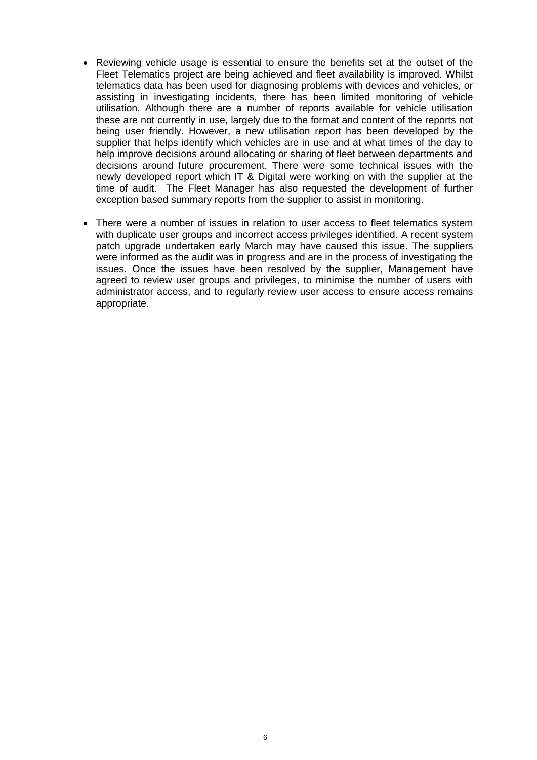- Reviewing vehicle usage is essential to ensure the benefits set at the outset of the Fleet Telematics project are being achieved and fleet availability is improved. Whilst telematics data has been used for diagnosing problems with devices and vehicles, or assisting in investigating incidents, there has been limited monitoring of vehicle utilisation. Although there are a number of reports available for vehicle utilisation these are not currently in use, largely due to the format and content of the reports not being user friendly. However, a new utilisation report has been developed by the supplier that helps identify which vehicles are in use and at what times of the day to help improve decisions around allocating or sharing of fleet between departments and decisions around future procurement. There were some technical issues with the newly developed report which IT & Digital were working on with the supplier at the time of audit. The Fleet Manager has also requested the development of further exception based summary reports from the supplier to assist in monitoring.

- There were a number of issues in relation to user access to fleet telematics system with duplicate user groups and incorrect access privileges identified. A recent system patch upgrade undertaken early March may have caused this issue. The suppliers were informed as the audit was in progress and are in the process of investigating the issues. Once the issues have been resolved by the supplier, Management have agreed to review user groups and privileges, to minimise the number of users with administrator access, and to regularly review user access to ensure access remains appropriate.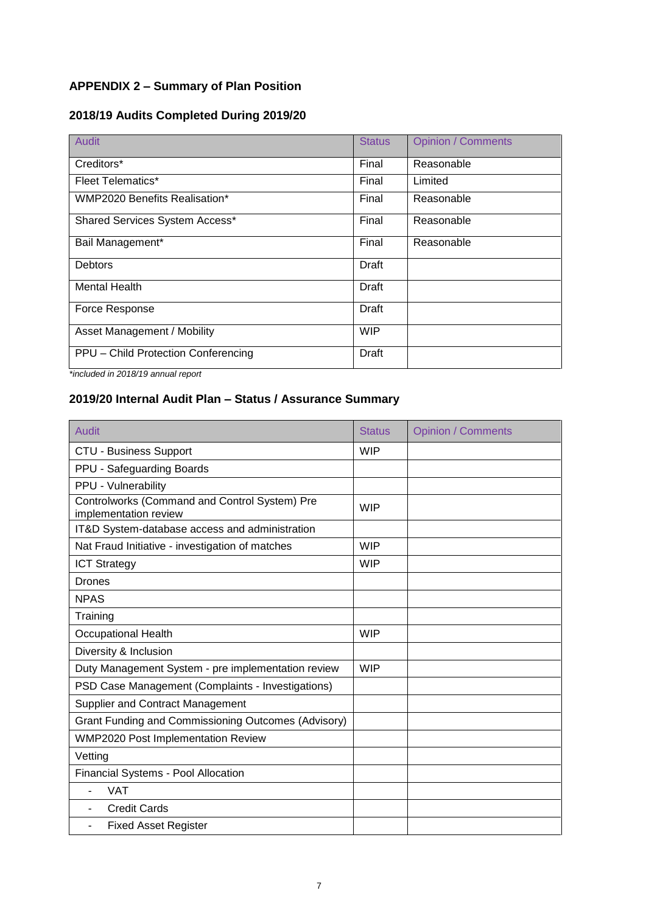## APPENDIX 2 – Summary of Plan Position

### 2018/19 Audits Completed During 2019/20

| Audit | Status | Opinion / Comments |
|---|---|---|
| Creditors* | Final | Reasonable |
| Fleet Telematics* | Final | Limited |
| WMP2020 Benefits Realisation* | Final | Reasonable |
| Shared Services System Access* | Final | Reasonable |
| Bail Management* | Final | Reasonable |
| Debtors | Draft | |
| Mental Health | Draft | |
| Force Response | Draft | |
| Asset Management / Mobility | WIP | |
| PPU – Child Protection Conferencing | Draft | |

*\*included in 2018/19 annual report*

### 2019/20 Internal Audit Plan – Status / Assurance Summary

| Audit | Status | Opinion / Comments |
|---|---|---|
| CTU - Business Support | WIP | |
| PPU - Safeguarding Boards | | |
| PPU - Vulnerability | | |
| Controlworks (Command and Control System) Pre implementation review | WIP | |
| IT&D System-database access and administration | | |
| Nat Fraud Initiative - investigation of matches | WIP | |
| ICT Strategy | WIP | |
| Drones | | |
| NPAS | | |
| Training | | |
| Occupational Health | WIP | |
| Diversity & Inclusion | | |
| Duty Management System - pre implementation review | WIP | |
| PSD Case Management (Complaints - Investigations) | | |
| Supplier and Contract Management | | |
| Grant Funding and Commissioning Outcomes (Advisory) | | |
| WMP2020 Post Implementation Review | | |
| Vetting | | |
| Financial Systems - Pool Allocation | | |
| - VAT | | |
| - Credit Cards | | |
| - Fixed Asset Register | | |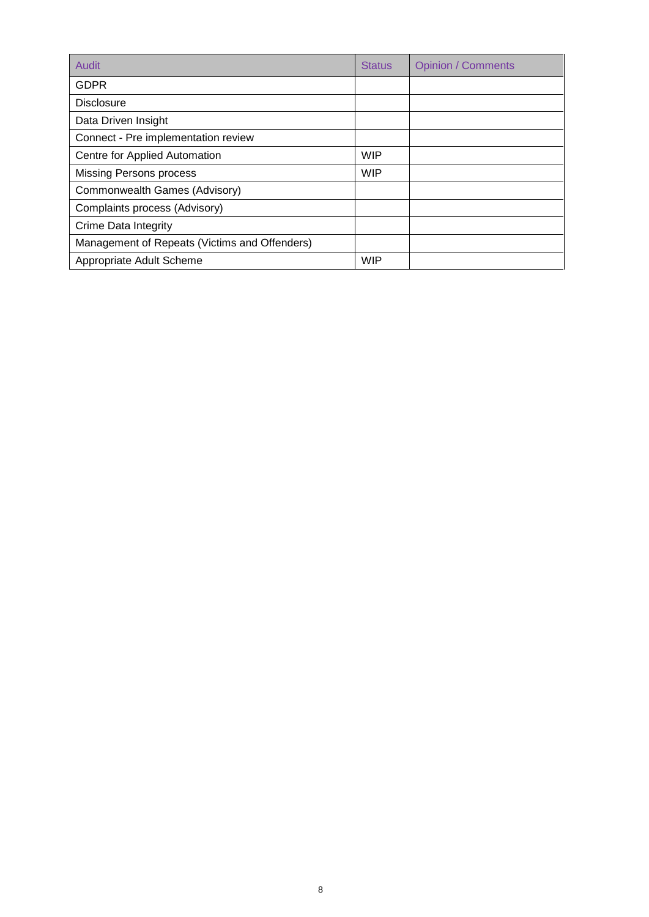| Audit | Status | Opinion / Comments |
| --- | --- | --- |
| GDPR | | |
| Disclosure | | |
| Data Driven Insight | | |
| Connect - Pre implementation review | | |
| Centre for Applied Automation | WIP | |
| Missing Persons process | WIP | |
| Commonwealth Games (Advisory) | | |
| Complaints process (Advisory) | | |
| Crime Data Integrity | | |
| Management of Repeats (Victims and Offenders) | | |
| Appropriate Adult Scheme | WIP | |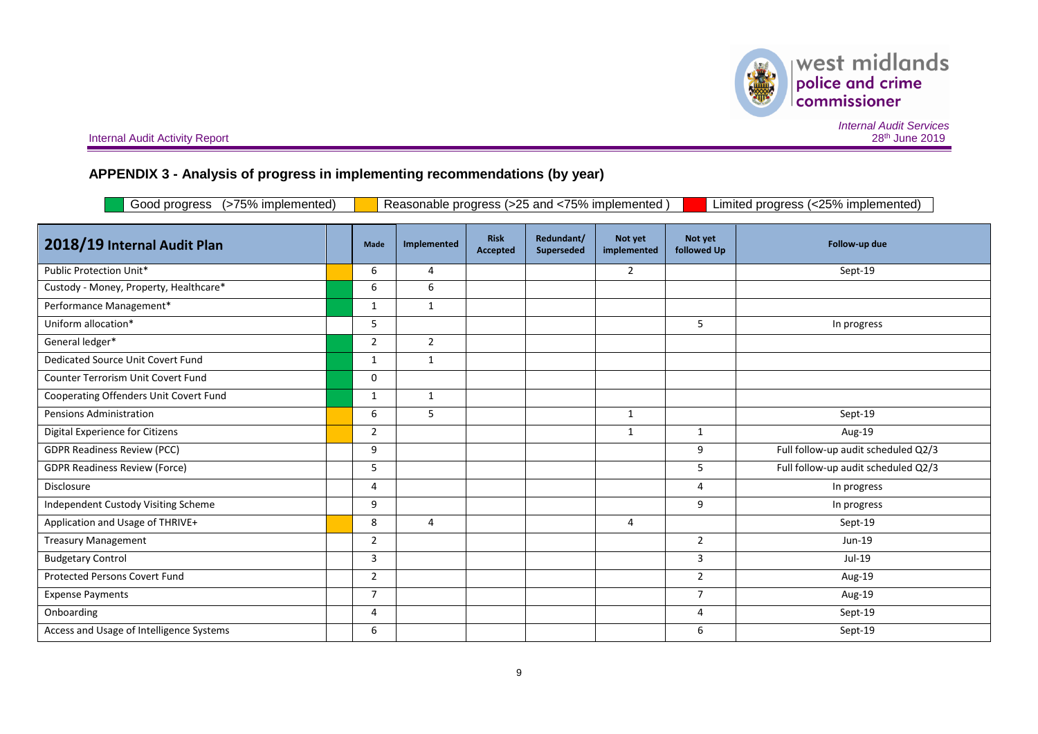## APPENDIX 3 - Analysis of progress in implementing recommendations (by year)

Good progress (>75% implemented) | Reasonable progress (>25 and <75% implemented ) | Limited progress (<25% implemented)

| 2018/19 Internal Audit Plan | | Made | Implemented | Risk Accepted | Redundant/ Superseded | Not yet implemented | Not yet followed Up | Follow-up due |
|---|---|---|---|---|---|---|---|---|
| Public Protection Unit* | | 6 | 4 | | | 2 | | Sept-19 |
| Custody - Money, Property, Healthcare* | | 6 | 6 | | | | | |
| Performance Management* | | 1 | 1 | | | | | |
| Uniform allocation* | | 5 | | | | | 5 | In progress |
| General ledger* | | 2 | 2 | | | | | |
| Dedicated Source Unit Covert Fund | | 1 | 1 | | | | | |
| Counter Terrorism Unit Covert Fund | | 0 | | | | | | |
| Cooperating Offenders Unit Covert Fund | | 1 | 1 | | | | | |
| Pensions Administration | | 6 | 5 | | | 1 | | Sept-19 |
| Digital Experience for Citizens | | 2 | | | | 1 | 1 | Aug-19 |
| GDPR Readiness Review (PCC) | | 9 | | | | | 9 | Full follow-up audit scheduled Q2/3 |
| GDPR Readiness Review (Force) | | 5 | | | | | 5 | Full follow-up audit scheduled Q2/3 |
| Disclosure | | 4 | | | | | 4 | In progress |
| Independent Custody Visiting Scheme | | 9 | | | | | 9 | In progress |
| Application and Usage of THRIVE+ | | 8 | 4 | | | 4 | | Sept-19 |
| Treasury Management | | 2 | | | | | 2 | Jun-19 |
| Budgetary Control | | 3 | | | | | 3 | Jul-19 |
| Protected Persons Covert Fund | | 2 | | | | | 2 | Aug-19 |
| Expense Payments | | 7 | | | | | 7 | Aug-19 |
| Onboarding | | 4 | | | | | 4 | Sept-19 |
| Access and Usage of Intelligence Systems | | 6 | | | | | 6 | Sept-19 |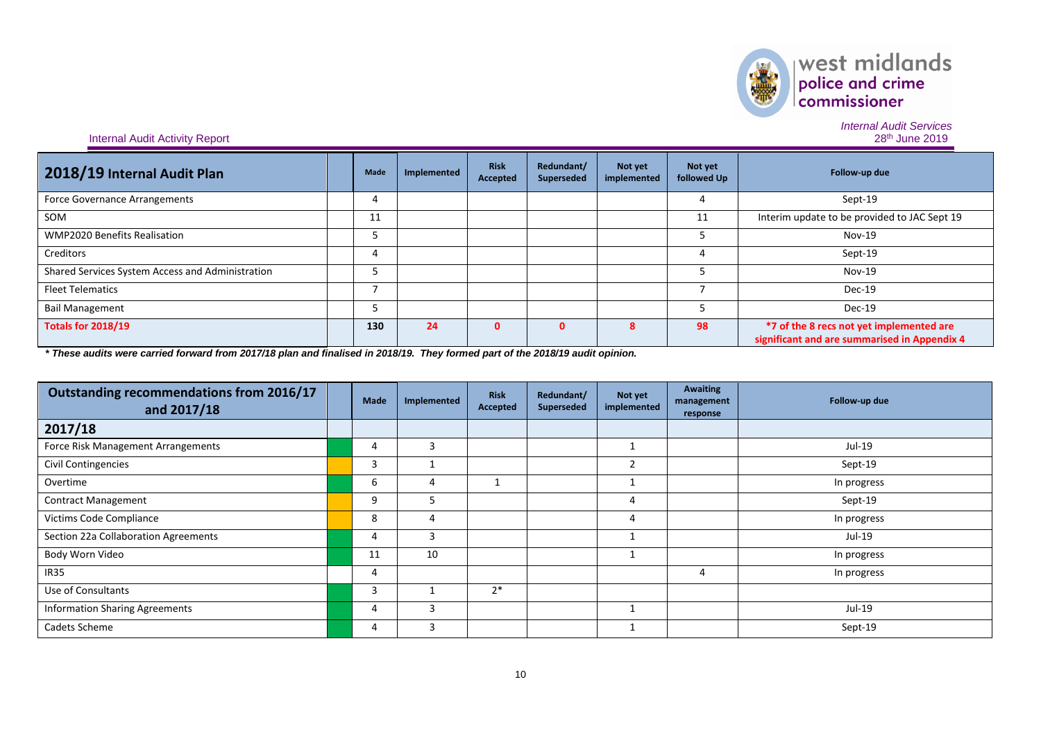| 2018/19 Internal Audit Plan | | Made | Implemented | Risk Accepted | Redundant/ Superseded | Not yet implemented | Not yet followed Up | Follow-up due |
|---|---|---|---|---|---|---|---|---|
| Force Governance Arrangements | | 4 | | | | | 4 | Sept-19 |
| SOM | | 11 | | | | | 11 | Interim update to be provided to JAC Sept 19 |
| WMP2020 Benefits Realisation | | 5 | | | | | 5 | Nov-19 |
| Creditors | | 4 | | | | | 4 | Sept-19 |
| Shared Services System Access and Administration | | 5 | | | | | 5 | Nov-19 |
| Fleet Telematics | | 7 | | | | | 7 | Dec-19 |
| Bail Management | | 5 | | | | | 5 | Dec-19 |
| **Totals for 2018/19** | | **130** | **24** | **0** | **0** | **8** | **98** | ***7 of the 8 recs not yet implemented are significant and are summarised in Appendix 4** |

***\* These audits were carried forward from 2017/18 plan and finalised in 2018/19. They formed part of the 2018/19 audit opinion.***

| Outstanding recommendations from 2016/17 and 2017/18 | | Made | Implemented | Risk Accepted | Redundant/ Superseded | Not yet implemented | Awaiting management response | Follow-up due |
|---|---|---|---|---|---|---|---|---|
| **2017/18** | | | | | | | | |
| Force Risk Management Arrangements | | 4 | 3 | | | 1 | | Jul-19 |
| Civil Contingencies | | 3 | 1 | | | 2 | | Sept-19 |
| Overtime | | 6 | 4 | 1 | | 1 | | In progress |
| Contract Management | | 9 | 5 | | | 4 | | Sept-19 |
| Victims Code Compliance | | 8 | 4 | | | 4 | | In progress |
| Section 22a Collaboration Agreements | | 4 | 3 | | | 1 | | Jul-19 |
| Body Worn Video | | 11 | 10 | | | 1 | | In progress |
| IR35 | | 4 | | | | | 4 | In progress |
| Use of Consultants | | 3 | 1 | 2* | | | | |
| Information Sharing Agreements | | 4 | 3 | | | 1 | | Jul-19 |
| Cadets Scheme | | 4 | 3 | | | 1 | | Sept-19 |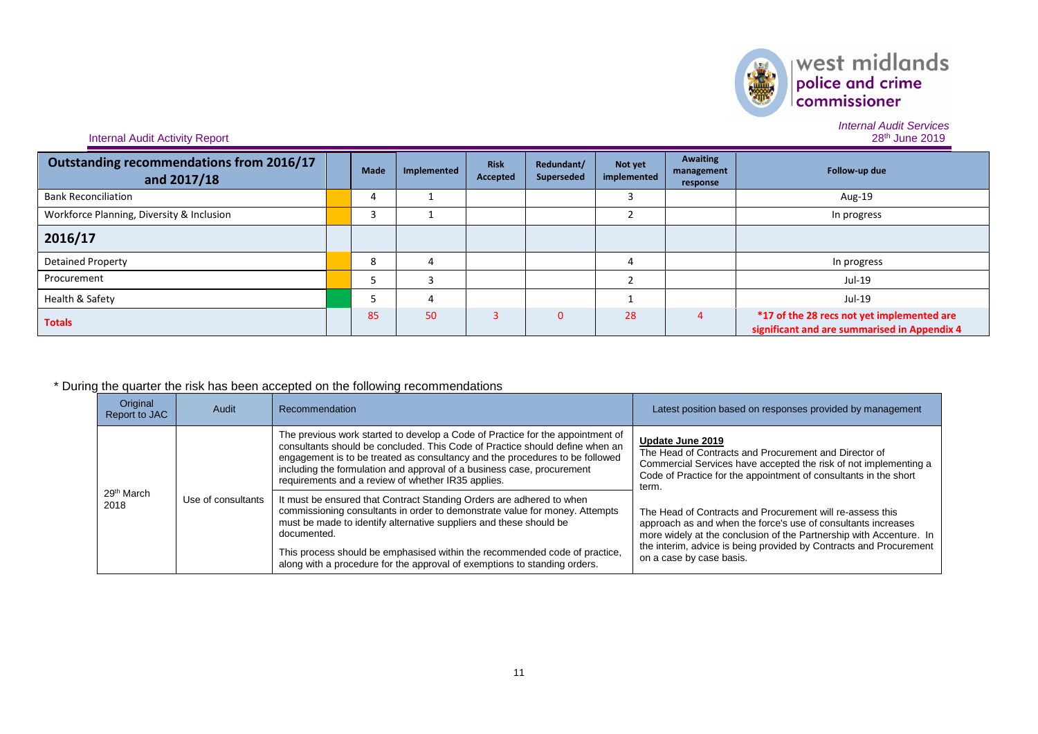| Outstanding recommendations from 2016/17 and 2017/18 | | Made | Implemented | Risk Accepted | Redundant/ Superseded | Not yet implemented | Awaiting management response | Follow-up due |
|---|---|---|---|---|---|---|---|---|
| Bank Reconciliation | | 4 | 1 | | | 3 | | Aug-19 |
| Workforce Planning, Diversity & Inclusion | | 3 | 1 | | | 2 | | In progress |
| **2016/17** | | | | | | | | |
| Detained Property | | 8 | 4 | | | 4 | | In progress |
| Procurement | | 5 | 3 | | | 2 | | Jul-19 |
| Health & Safety | | 5 | 4 | | | 1 | | Jul-19 |
| **Totals** | | 85 | 50 | 3 | 0 | 28 | 4 | **\*17 of the 28 recs not yet implemented are significant and are summarised in Appendix 4** |

\* During the quarter the risk has been accepted on the following recommendations

| Original Report to JAC | Audit | Recommendation | Latest position based on responses provided by management |
|---|---|---|---|
| 29th March 2018 | Use of consultants | The previous work started to develop a Code of Practice for the appointment of consultants should be concluded. This Code of Practice should define when an engagement is to be treated as consultancy and the procedures to be followed including the formulation and approval of a business case, procurement requirements and a review of whether IR35 applies. | **Update June 2019** The Head of Contracts and Procurement and Director of Commercial Services have accepted the risk of not implementing a Code of Practice for the appointment of consultants in the short term. The Head of Contracts and Procurement will re-assess this approach as and when the force's use of consultants increases more widely at the conclusion of the Partnership with Accenture. In the interim, advice is being provided by Contracts and Procurement on a case by case basis. |
| | | It must be ensured that Contract Standing Orders are adhered to when commissioning consultants in order to demonstrate value for money. Attempts must be made to identify alternative suppliers and these should be documented. This process should be emphasised within the recommended code of practice, along with a procedure for the approval of exemptions to standing orders. | |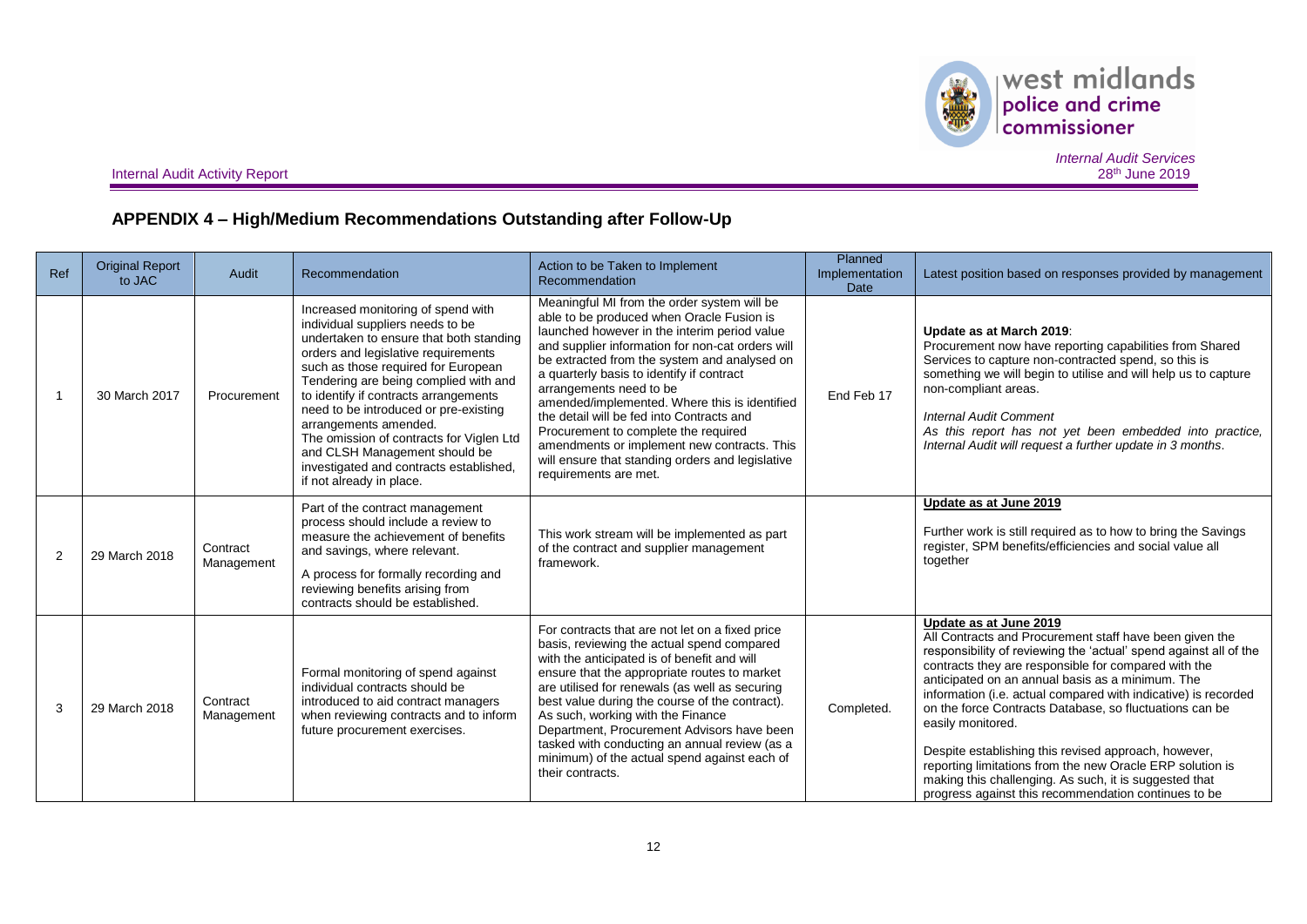## APPENDIX 4 – High/Medium Recommendations Outstanding after Follow-Up

| Ref | Original Report to JAC | Audit | Recommendation | Action to be Taken to Implement Recommendation | Planned Implementation Date | Latest position based on responses provided by management |
|---|---|---|---|---|---|---|
| 1 | 30 March 2017 | Procurement | Increased monitoring of spend with individual suppliers needs to be undertaken to ensure that both standing orders and legislative requirements such as those required for European Tendering are being complied with and to identify if contracts arrangements need to be introduced or pre-existing arrangements amended.<br>The omission of contracts for Viglen Ltd and CLSH Management should be investigated and contracts established, if not already in place. | Meaningful MI from the order system will be able to be produced when Oracle Fusion is launched however in the interim period value and supplier information for non-cat orders will be extracted from the system and analysed on a quarterly basis to identify if contract arrangements need to be amended/implemented. Where this is identified the detail will be fed into Contracts and Procurement to complete the required amendments or implement new contracts. This will ensure that standing orders and legislative requirements are met. | End Feb 17 | **Update as at March 2019**:<br>Procurement now have reporting capabilities from Shared Services to capture non-contracted spend, so this is something we will begin to utilise and will help us to capture non-compliant areas.<br>*Internal Audit Comment*<br>*As this report has not yet been embedded into practice, Internal Audit will request a further update in 3 months.* |
| 2 | 29 March 2018 | Contract Management | Part of the contract management process should include a review to measure the achievement of benefits and savings, where relevant.<br>A process for formally recording and reviewing benefits arising from contracts should be established. | This work stream will be implemented as part of the contract and supplier management framework. | | **Update as at June 2019**<br>Further work is still required as to how to bring the Savings register, SPM benefits/efficiencies and social value all together |
| 3 | 29 March 2018 | Contract Management | Formal monitoring of spend against individual contracts should be introduced to aid contract managers when reviewing contracts and to inform future procurement exercises. | For contracts that are not let on a fixed price basis, reviewing the actual spend compared with the anticipated is of benefit and will ensure that the appropriate routes to market are utilised for renewals (as well as securing best value during the course of the contract). As such, working with the Finance Department, Procurement Advisors have been tasked with conducting an annual review (as a minimum) of the actual spend against each of their contracts. | Completed. | **Update as at June 2019**<br>All Contracts and Procurement staff have been given the responsibility of reviewing the 'actual' spend against all of the contracts they are responsible for compared with the anticipated on an annual basis as a minimum. The information (i.e. actual compared with indicative) is recorded on the force Contracts Database, so fluctuations can be easily monitored.<br>Despite establishing this revised approach, however, reporting limitations from the new Oracle ERP solution is making this challenging. As such, it is suggested that progress against this recommendation continues to be |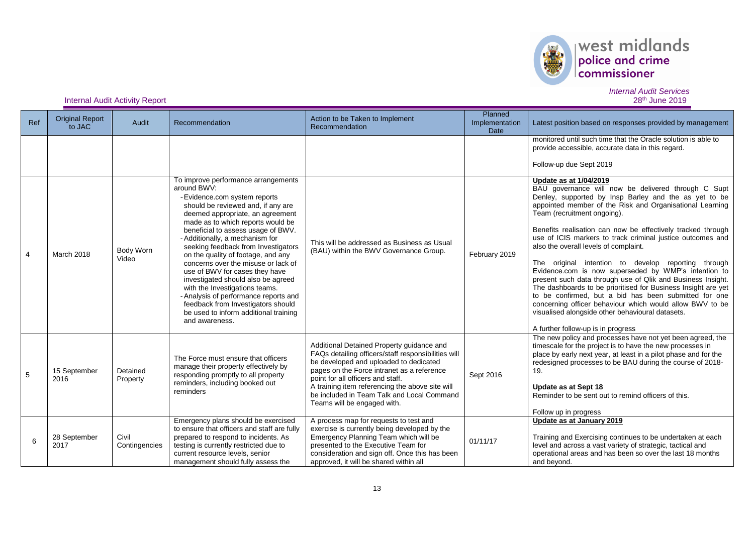Internal Audit Activity Report

*Internal Audit Services*
28th June 2019

| Ref | Original Report to JAC | Audit | Recommendation | Action to be Taken to Implement Recommendation | Planned Implementation Date | Latest position based on responses provided by management |
|---|---|---|---|---|---|---|
| | | | | | | monitored until such time that the Oracle solution is able to provide accessible, accurate data in this regard.<br><br>Follow-up due Sept 2019 |
| 4 | March 2018 | Body Worn Video | To improve performance arrangements around BWV:<br>- Evidence.com system reports should be reviewed and, if any are deemed appropriate, an agreement made as to which reports would be beneficial to assess usage of BWV.<br>- Additionally, a mechanism for seeking feedback from Investigators on the quality of footage, and any concerns over the misuse or lack of use of BWV for cases they have investigated should also be agreed with the Investigations teams.<br>- Analysis of performance reports and feedback from Investigators should be used to inform additional training and awareness. | This will be addressed as Business as Usual (BAU) within the BWV Governance Group. | February 2019 | **Update as at 1/04/2019**<br>BAU governance will now be delivered through C Supt Denley, supported by Insp Barley and the as yet to be appointed member of the Risk and Organisational Learning Team (recruitment ongoing).<br><br>Benefits realisation can now be effectively tracked through use of ICIS markers to track criminal justice outcomes and also the overall levels of complaint.<br><br>The original intention to develop reporting through Evidence.com is now superseded by WMP's intention to present such data through use of Qlik and Business Insight. The dashboards to be prioritised for Business Insight are yet to be confirmed, but a bid has been submitted for one concerning officer behaviour which would allow BWV to be visualised alongside other behavioural datasets.<br><br>A further follow-up is in progress |
| 5 | 15 September 2016 | Detained Property | The Force must ensure that officers manage their property effectively by responding promptly to all property reminders, including booked out reminders | Additional Detained Property guidance and FAQs detailing officers/staff responsibilities will be developed and uploaded to dedicated pages on the Force intranet as a reference point for all officers and staff.<br>A training item referencing the above site will be included in Team Talk and Local Command Teams will be engaged with. | Sept 2016 | The new policy and processes have not yet been agreed, the timescale for the project is to have the new processes in place by early next year, at least in a pilot phase and for the redesigned processes to be BAU during the course of 2018-19.<br><br>**Update as at Sept 18**<br>Reminder to be sent out to remind officers of this.<br><br>Follow up in progress |
| 6 | 28 September 2017 | Civil Contingencies | Emergency plans should be exercised to ensure that officers and staff are fully prepared to respond to incidents. As testing is currently restricted due to current resource levels, senior management should fully assess the | A process map for requests to test and exercise is currently being developed by the Emergency Planning Team which will be presented to the Executive Team for consideration and sign off. Once this has been approved, it will be shared within all | 01/11/17 | **Update as at January 2019**<br><br>Training and Exercising continues to be undertaken at each level and across a vast variety of strategic, tactical and operational areas and has been so over the last 18 months and beyond. |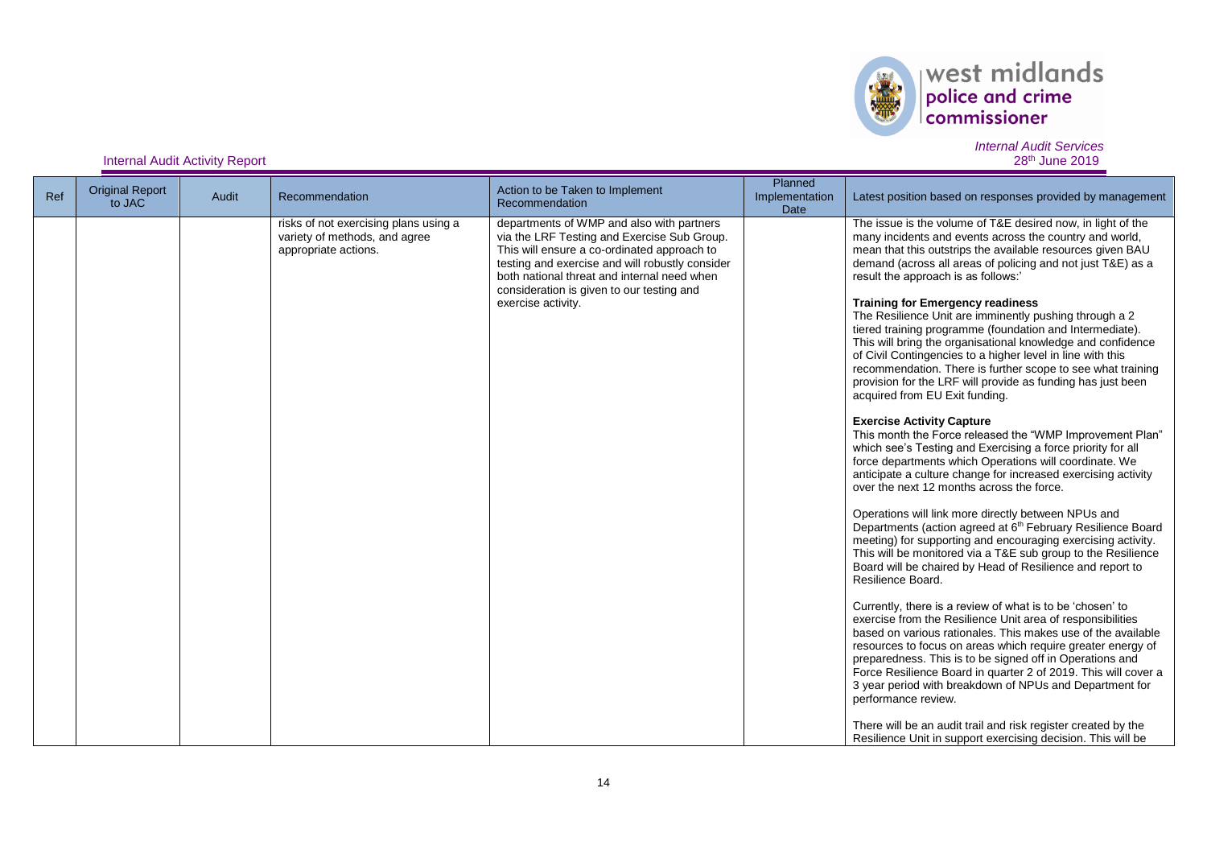Internal Audit Activity Report

*Internal Audit Services*
*28th June 2019*

| Ref | Original Report to JAC | Audit | Recommendation | Action to be Taken to Implement Recommendation | Planned Implementation Date | Latest position based on responses provided by management |
|---|---|---|---|---|---|---|
| | | | risks of not exercising plans using a variety of methods, and agree appropriate actions. | departments of WMP and also with partners via the LRF Testing and Exercise Sub Group. This will ensure a co-ordinated approach to testing and exercise and will robustly consider both national threat and internal need when consideration is given to our testing and exercise activity. | | The issue is the volume of T&E desired now, in light of the many incidents and events across the country and world, mean that this outstrips the available resources given BAU demand (across all areas of policing and not just T&E) as a result the approach is as follows:'<br><br>**Training for Emergency readiness**<br>The Resilience Unit are imminently pushing through a 2 tiered training programme (foundation and Intermediate). This will bring the organisational knowledge and confidence of Civil Contingencies to a higher level in line with this recommendation. There is further scope to see what training provision for the LRF will provide as funding has just been acquired from EU Exit funding.<br><br>**Exercise Activity Capture**<br>This month the Force released the "WMP Improvement Plan" which see's Testing and Exercising a force priority for all force departments which Operations will coordinate. We anticipate a culture change for increased exercising activity over the next 12 months across the force.<br><br>Operations will link more directly between NPUs and Departments (action agreed at 6th February Resilience Board meeting) for supporting and encouraging exercising activity. This will be monitored via a T&E sub group to the Resilience Board will be chaired by Head of Resilience and report to Resilience Board.<br><br>Currently, there is a review of what is to be 'chosen' to exercise from the Resilience Unit area of responsibilities based on various rationales. This makes use of the available resources to focus on areas which require greater energy of preparedness. This is to be signed off in Operations and Force Resilience Board in quarter 2 of 2019. This will cover a 3 year period with breakdown of NPUs and Department for performance review.<br><br>There will be an audit trail and risk register created by the Resilience Unit in support exercising decision. This will be |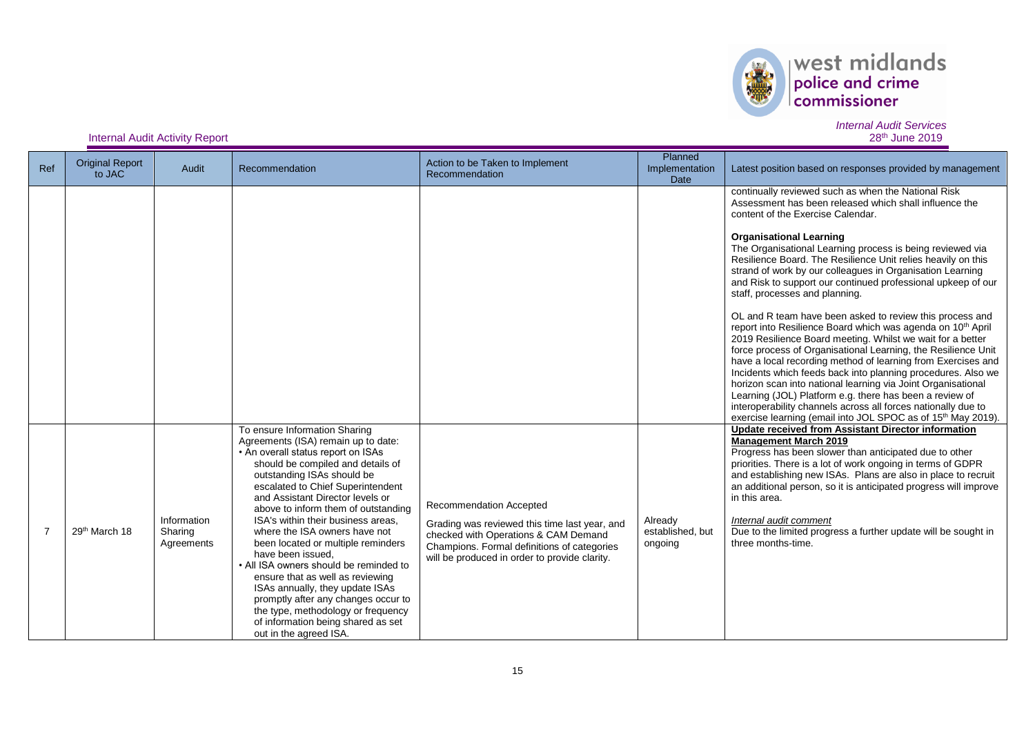| Ref | Original Report to JAC | Audit | Recommendation | Action to be Taken to Implement Recommendation | Planned Implementation Date | Latest position based on responses provided by management |
|---|---|---|---|---|---|---|
| | | | | | | continually reviewed such as when the National Risk Assessment has been released which shall influence the content of the Exercise Calendar.<br><br>**Organisational Learning**<br>The Organisational Learning process is being reviewed via Resilience Board. The Resilience Unit relies heavily on this strand of work by our colleagues in Organisation Learning and Risk to support our continued professional upkeep of our staff, processes and planning.<br><br>OL and R team have been asked to review this process and report into Resilience Board which was agenda on 10th April 2019 Resilience Board meeting. Whilst we wait for a better force process of Organisational Learning, the Resilience Unit have a local recording method of learning from Exercises and Incidents which feeds back into planning procedures. Also we horizon scan into national learning via Joint Organisational Learning (JOL) Platform e.g. there has been a review of interoperability channels across all forces nationally due to exercise learning (email into JOL SPOC as of 15th May 2019). |
| 7 | 29th March 18 | Information Sharing Agreements | To ensure Information Sharing Agreements (ISA) remain up to date:<br>• An overall status report on ISAs should be compiled and details of outstanding ISAs should be escalated to Chief Superintendent and Assistant Director levels or above to inform them of outstanding ISA's within their business areas, where the ISA owners have not been located or multiple reminders have been issued,<br>• All ISA owners should be reminded to ensure that as well as reviewing ISAs annually, they update ISAs promptly after any changes occur to the type, methodology or frequency of information being shared as set out in the agreed ISA. | Recommendation Accepted<br><br>Grading was reviewed this time last year, and checked with Operations & CAM Demand Champions. Formal definitions of categories will be produced in order to provide clarity. | Already established, but ongoing | **Update received from Assistant Director information Management March 2019**<br>Progress has been slower than anticipated due to other priorities. There is a lot of work ongoing in terms of GDPR and establishing new ISAs. Plans are also in place to recruit an additional person, so it is anticipated progress will improve in this area.<br><br>*Internal audit comment*<br>Due to the limited progress a further update will be sought in three months-time. |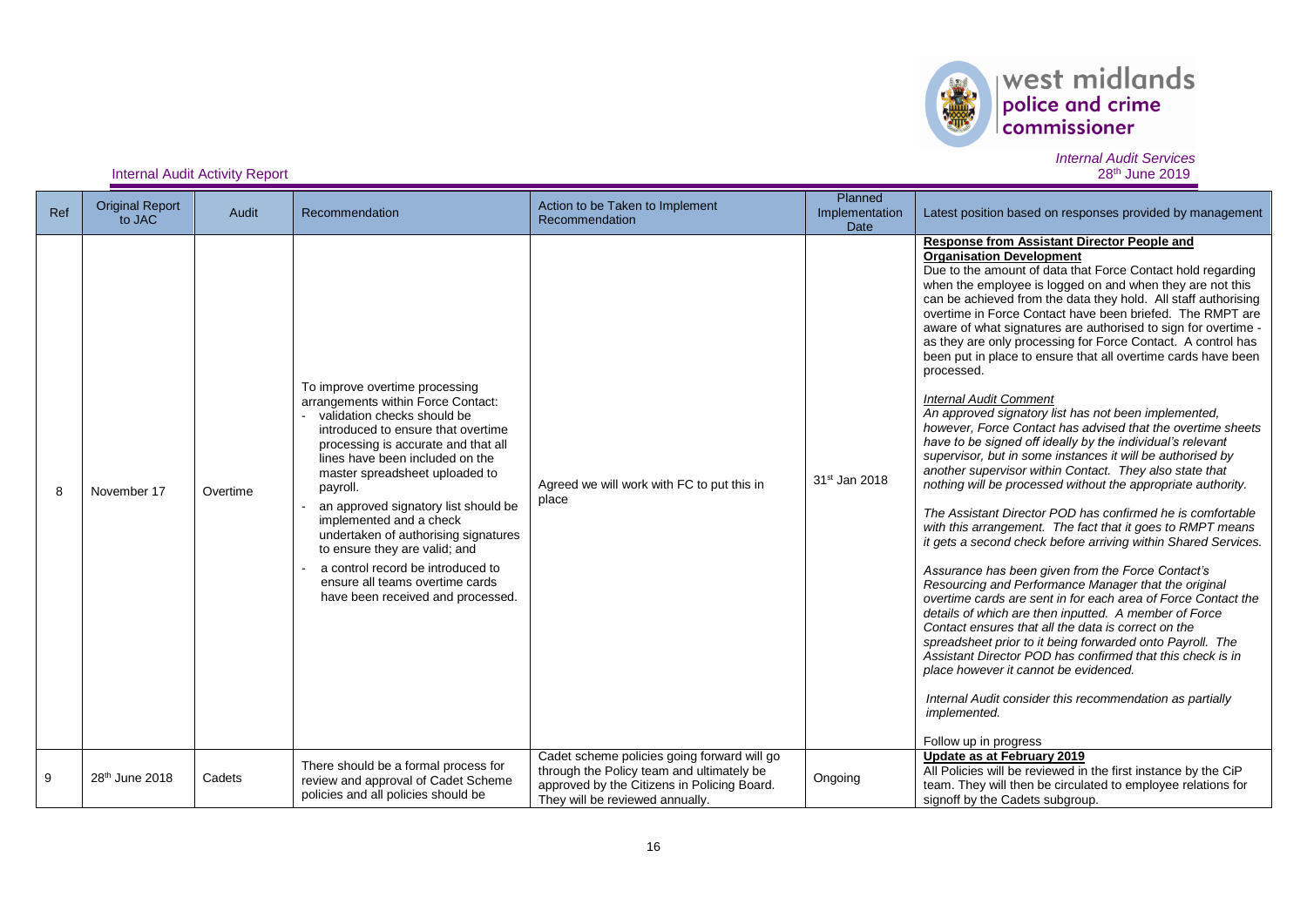| Ref | Original Report to JAC | Audit | Recommendation | Action to be Taken to Implement Recommendation | Planned Implementation Date | Latest position based on responses provided by management |
|---|---|---|---|---|---|---|
| 8 | November 17 | Overtime | To improve overtime processing arrangements within Force Contact:<br>- validation checks should be introduced to ensure that overtime processing is accurate and that all lines have been included on the master spreadsheet uploaded to payroll.<br>- an approved signatory list should be implemented and a check undertaken of authorising signatures to ensure they are valid; and<br>- a control record be introduced to ensure all teams overtime cards have been received and processed. | Agreed we will work with FC to put this in place | 31st Jan 2018 | **Response from Assistant Director People and Organisation Development**<br>Due to the amount of data that Force Contact hold regarding when the employee is logged on and when they are not this can be achieved from the data they hold. All staff authorising overtime in Force Contact have been briefed. The RMPT are aware of what signatures are authorised to sign for overtime - as they are only processing for Force Contact. A control has been put in place to ensure that all overtime cards have been processed.<br><br>*Internal Audit Comment*<br>*An approved signatory list has not been implemented, however, Force Contact has advised that the overtime sheets have to be signed off ideally by the individual's relevant supervisor, but in some instances it will be authorised by another supervisor within Contact. They also state that nothing will be processed without the appropriate authority.*<br><br>*The Assistant Director POD has confirmed he is comfortable with this arrangement. The fact that it goes to RMPT means it gets a second check before arriving within Shared Services.*<br><br>*Assurance has been given from the Force Contact's Resourcing and Performance Manager that the original overtime cards are sent in for each area of Force Contact the details of which are then inputted. A member of Force Contact ensures that all the data is correct on the spreadsheet prior to it being forwarded onto Payroll. The Assistant Director POD has confirmed that this check is in place however it cannot be evidenced.*<br><br>*Internal Audit consider this recommendation as partially implemented.*<br><br>Follow up in progress |
| 9 | 28th June 2018 | Cadets | There should be a formal process for review and approval of Cadet Scheme policies and all policies should be | Cadet scheme policies going forward will go through the Policy team and ultimately be approved by the Citizens in Policing Board. They will be reviewed annually. | Ongoing | **Update as at February 2019**<br>All Policies will be reviewed in the first instance by the CiP team. They will then be circulated to employee relations for signoff by the Cadets subgroup. |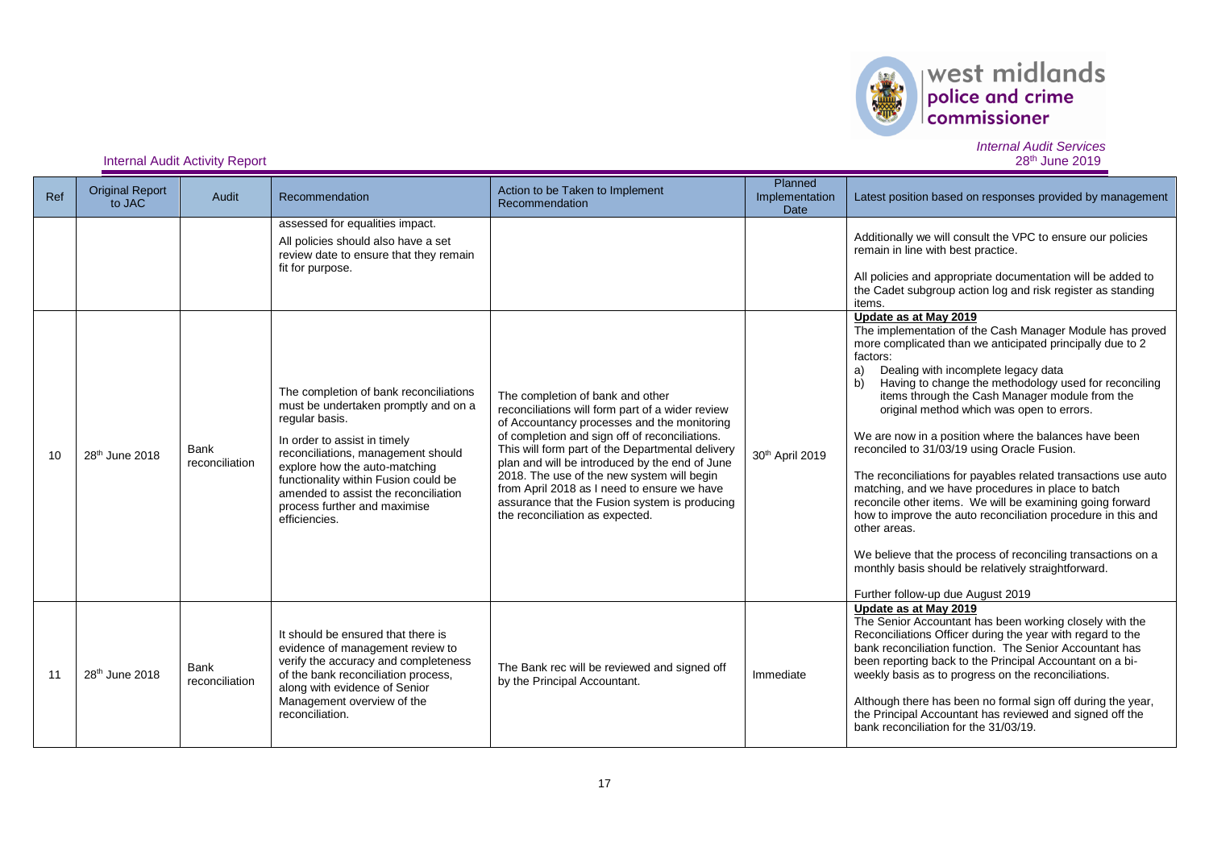Internal Audit Activity Report

*Internal Audit Services*
*28th June 2019*

| Ref | Original Report to JAC | Audit | Recommendation | Action to be Taken to Implement Recommendation | Planned Implementation Date | Latest position based on responses provided by management |
|---|---|---|---|---|---|---|
| | | | assessed for equalities impact.<br><br>All policies should also have a set review date to ensure that they remain fit for purpose. | | | Additionally we will consult the VPC to ensure our policies remain in line with best practice.<br><br>All policies and appropriate documentation will be added to the Cadet subgroup action log and risk register as standing items. |
| 10 | 28th June 2018 | Bank reconciliation | The completion of bank reconciliations must be undertaken promptly and on a regular basis.<br><br>In order to assist in timely reconciliations, management should explore how the auto-matching functionality within Fusion could be amended to assist the reconciliation process further and maximise efficiencies. | The completion of bank and other reconciliations will form part of a wider review of Accountancy processes and the monitoring of completion and sign off of reconciliations. This will form part of the Departmental delivery plan and will be introduced by the end of June 2018. The use of the new system will begin from April 2018 as I need to ensure we have assurance that the Fusion system is producing the reconciliation as expected. | 30th April 2019 | **Update as at May 2019**<br>The implementation of the Cash Manager Module has proved more complicated than we anticipated principally due to 2 factors:<br>a) Dealing with incomplete legacy data<br>b) Having to change the methodology used for reconciling items through the Cash Manager module from the original method which was open to errors.<br><br>We are now in a position where the balances have been reconciled to 31/03/19 using Oracle Fusion.<br><br>The reconciliations for payables related transactions use auto matching, and we have procedures in place to batch reconcile other items. We will be examining going forward how to improve the auto reconciliation procedure in this and other areas.<br><br>We believe that the process of reconciling transactions on a monthly basis should be relatively straightforward.<br><br>Further follow-up due August 2019 |
| 11 | 28th June 2018 | Bank reconciliation | It should be ensured that there is evidence of management review to verify the accuracy and completeness of the bank reconciliation process, along with evidence of Senior Management overview of the reconciliation. | The Bank rec will be reviewed and signed off by the Principal Accountant. | Immediate | **Update as at May 2019**<br>The Senior Accountant has been working closely with the Reconciliations Officer during the year with regard to the bank reconciliation function. The Senior Accountant has been reporting back to the Principal Accountant on a bi-weekly basis as to progress on the reconciliations.<br><br>Although there has been no formal sign off during the year, the Principal Accountant has reviewed and signed off the bank reconciliation for the 31/03/19. |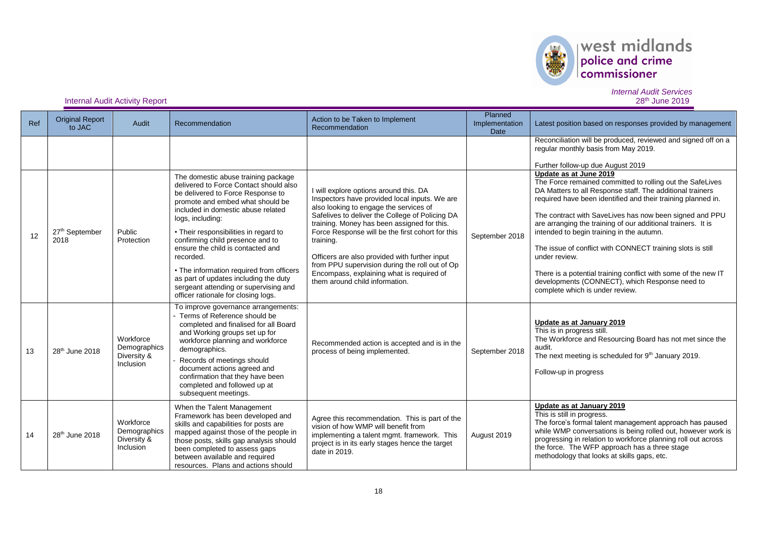Internal Audit Activity Report

*Internal Audit Services*
*28th June 2019*

| Ref | Original Report to JAC | Audit | Recommendation | Action to be Taken to Implement Recommendation | Planned Implementation Date | Latest position based on responses provided by management |
|---|---|---|---|---|---|---|
| | | | | | | Reconciliation will be produced, reviewed and signed off on a regular monthly basis from May 2019.<br><br>Further follow-up due August 2019 |
| 12 | 27th September 2018 | Public Protection | The domestic abuse training package delivered to Force Contact should also be delivered to Force Response to promote and embed what should be included in domestic abuse related logs, including:<br><br>• Their responsibilities in regard to confirming child presence and to ensure the child is contacted and recorded.<br><br>• The information required from officers as part of updates including the duty sergeant attending or supervising and officer rationale for closing logs. | I will explore options around this. DA Inspectors have provided local inputs. We are also looking to engage the services of Safelives to deliver the College of Policing DA training. Money has been assigned for this. Force Response will be the first cohort for this training.<br><br>Officers are also provided with further input from PPU supervision during the roll out of Op Encompass, explaining what is required of them around child information. | September 2018 | **Update as at June 2019**<br>The Force remained committed to rolling out the SafeLives DA Matters to all Response staff. The additional trainers required have been identified and their training planned in.<br><br>The contract with SaveLives has now been signed and PPU are arranging the training of our additional trainers. It is intended to begin training in the autumn.<br><br>The issue of conflict with CONNECT training slots is still under review.<br><br>There is a potential training conflict with some of the new IT developments (CONNECT), which Response need to complete which is under review. |
| 13 | 28th June 2018 | Workforce Demographics Diversity & Inclusion | To improve governance arrangements:<br>- Terms of Reference should be completed and finalised for all Board and Working groups set up for workforce planning and workforce demographics.<br>- Records of meetings should document actions agreed and confirmation that they have been completed and followed up at subsequent meetings. | Recommended action is accepted and is in the process of being implemented. | September 2018 | **Update as at January 2019**<br>This is in progress still.<br>The Workforce and Resourcing Board has not met since the audit.<br>The next meeting is scheduled for 9th January 2019.<br><br>Follow-up in progress |
| 14 | 28th June 2018 | Workforce Demographics Diversity & Inclusion | When the Talent Management Framework has been developed and skills and capabilities for posts are mapped against those of the people in those posts, skills gap analysis should been completed to assess gaps between available and required resources. Plans and actions should | Agree this recommendation. This is part of the vision of how WMP will benefit from implementing a talent mgmt. framework. This project is in its early stages hence the target date in 2019. | August 2019 | **Update as at January 2019**<br>This is still in progress.<br>The force's formal talent management approach has paused while WMP conversations is being rolled out, however work is progressing in relation to workforce planning roll out across the force. The WFP approach has a three stage methodology that looks at skills gaps, etc. |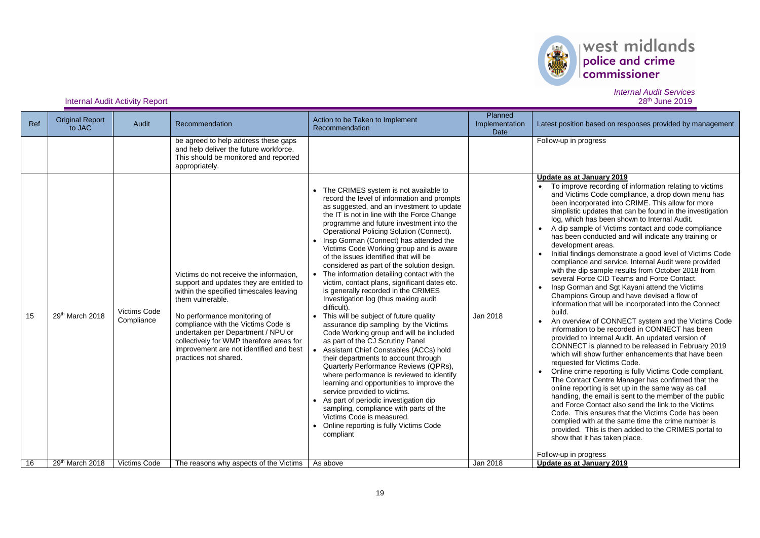Internal Audit Activity Report

*Internal Audit Services*
*28th June 2019*

| Ref | Original Report to JAC | Audit | Recommendation | Action to be Taken to Implement Recommendation | Planned Implementation Date | Latest position based on responses provided by management |
|---|---|---|---|---|---|---|
| | | | be agreed to help address these gaps and help deliver the future workforce. This should be monitored and reported appropriately. | | | Follow-up in progress |
| 15 | 29th March 2018 | Victims Code Compliance | Victims do not receive the information, support and updates they are entitled to within the specified timescales leaving them vulnerable.<br><br>No performance monitoring of compliance with the Victims Code is undertaken per Department / NPU or collectively for WMP therefore areas for improvement are not identified and best practices not shared. | • The CRIMES system is not available to record the level of information and prompts as suggested, and an investment to update the IT is not in line with the Force Change programme and future investment into the Operational Policing Solution (Connect).<br>• Insp Gorman (Connect) has attended the Victims Code Working group and is aware of the issues identified that will be considered as part of the solution design.<br>• The information detailing contact with the victim, contact plans, significant dates etc. is generally recorded in the CRIMES Investigation log (thus making audit difficult).<br>• This will be subject of future quality assurance dip sampling by the Victims Code Working group and will be included as part of the CJ Scrutiny Panel<br>• Assistant Chief Constables (ACCs) hold their departments to account through Quarterly Performance Reviews (QPRs), where performance is reviewed to identify learning and opportunities to improve the service provided to victims.<br>• As part of periodic investigation dip sampling, compliance with parts of the Victims Code is measured.<br>• Online reporting is fully Victims Code compliant | Jan 2018 | **Update as at January 2019**<br>• To improve recording of information relating to victims and Victims Code compliance, a drop down menu has been incorporated into CRIME. This allow for more simplistic updates that can be found in the investigation log, which has been shown to Internal Audit.<br>• A dip sample of Victims contact and code compliance has been conducted and will indicate any training or development areas.<br>• Initial findings demonstrate a good level of Victims Code compliance and service. Internal Audit were provided with the dip sample results from October 2018 from several Force CID Teams and Force Contact.<br>• Insp Gorman and Sgt Kayani attend the Victims Champions Group and have devised a flow of information that will be incorporated into the Connect build.<br>• An overview of CONNECT system and the Victims Code information to be recorded in CONNECT has been provided to Internal Audit. An updated version of CONNECT is planned to be released in February 2019 which will show further enhancements that have been requested for Victims Code.<br>• Online reporting is fully Victims Code compliant. The Contact Centre Manager has confirmed that the online reporting is set up in the same way as call handling, the email is sent to the member of the public and Force Contact also send the link to the Victims Code. This ensures that the Victims Code has been complied with at the same time the crime number is provided. This is then added to the CRIMES portal to show that it has taken place.<br><br>Follow-up in progress |
| 16 | 29th March 2018 | Victims Code | The reasons why aspects of the Victims | As above | Jan 2018 | **Update as at January 2019** |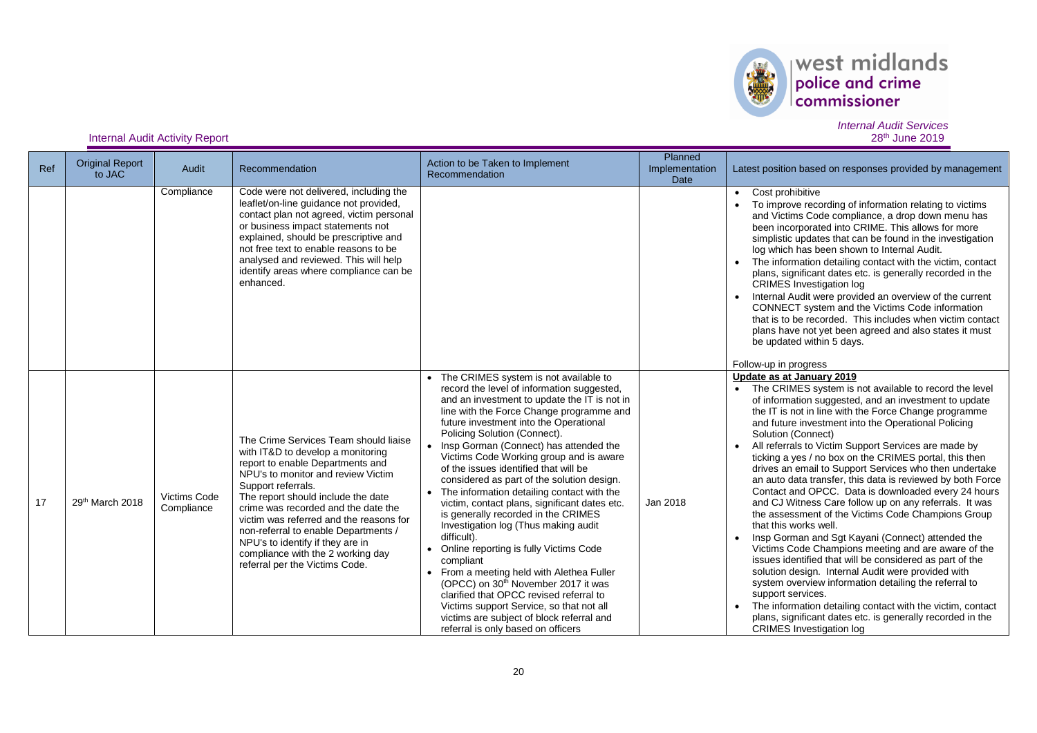Internal Audit Activity Report

*Internal Audit Services*
*28th June 2019*

| Ref | Original Report to JAC | Audit | Recommendation | Action to be Taken to Implement Recommendation | Planned Implementation Date | Latest position based on responses provided by management |
|---|---|---|---|---|---|---|
| | | Compliance | Code were not delivered, including the leaflet/on-line guidance not provided, contact plan not agreed, victim personal or business impact statements not explained, should be prescriptive and not free text to enable reasons to be analysed and reviewed. This will help identify areas where compliance can be enhanced. | | | • Cost prohibitive<br>• To improve recording of information relating to victims and Victims Code compliance, a drop down menu has been incorporated into CRIME. This allows for more simplistic updates that can be found in the investigation log which has been shown to Internal Audit.<br>• The information detailing contact with the victim, contact plans, significant dates etc. is generally recorded in the CRIMES Investigation log<br>• Internal Audit were provided an overview of the current CONNECT system and the Victims Code information that is to be recorded. This includes when victim contact plans have not yet been agreed and also states it must be updated within 5 days.<br><br>Follow-up in progress |
| 17 | 29th March 2018 | Victims Code Compliance | The Crime Services Team should liaise with IT&D to develop a monitoring report to enable Departments and NPU's to monitor and review Victim Support referrals.<br>The report should include the date crime was recorded and the date the victim was referred and the reasons for non-referral to enable Departments / NPU's to identify if they are in compliance with the 2 working day referral per the Victims Code. | • The CRIMES system is not available to record the level of information suggested, and an investment to update the IT is not in line with the Force Change programme and future investment into the Operational Policing Solution (Connect).<br>• Insp Gorman (Connect) has attended the Victims Code Working group and is aware of the issues identified that will be considered as part of the solution design.<br>• The information detailing contact with the victim, contact plans, significant dates etc. is generally recorded in the CRIMES Investigation log (Thus making audit difficult).<br>• Online reporting is fully Victims Code compliant<br>• From a meeting held with Alethea Fuller (OPCC) on 30th November 2017 it was clarified that OPCC revised referral to Victims support Service, so that not all victims are subject of block referral and referral is only based on officers | Jan 2018 | **Update as at January 2019**<br>• The CRIMES system is not available to record the level of information suggested, and an investment to update the IT is not in line with the Force Change programme and future investment into the Operational Policing Solution (Connect)<br>• All referrals to Victim Support Services are made by ticking a yes / no box on the CRIMES portal, this then drives an email to Support Services who then undertake an auto data transfer, this data is reviewed by both Force Contact and OPCC. Data is downloaded every 24 hours and CJ Witness Care follow up on any referrals. It was the assessment of the Victims Code Champions Group that this works well.<br>• Insp Gorman and Sgt Kayani (Connect) attended the Victims Code Champions meeting and are aware of the issues identified that will be considered as part of the solution design. Internal Audit were provided with system overview information detailing the referral to support services.<br>• The information detailing contact with the victim, contact plans, significant dates etc. is generally recorded in the CRIMES Investigation log |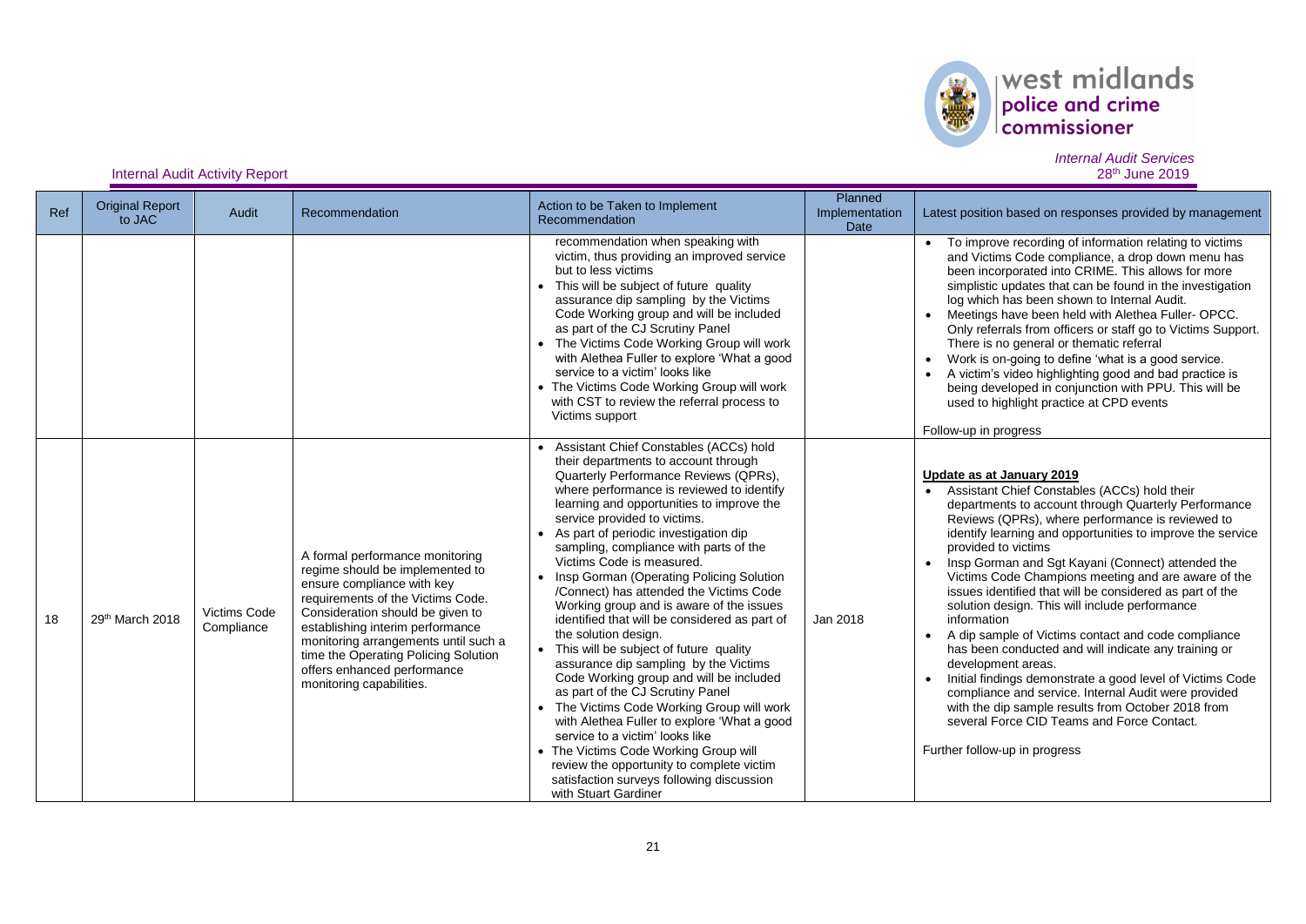Internal Audit Activity Report

*Internal Audit Services*
28th June 2019

| Ref | Original Report to JAC | Audit | Recommendation | Action to be Taken to Implement Recommendation | Planned Implementation Date | Latest position based on responses provided by management |
|---|---|---|---|---|---|---|
| | | | | recommendation when speaking with victim, thus providing an improved service but to less victims<br>• This will be subject of future quality assurance dip sampling by the Victims Code Working group and will be included as part of the CJ Scrutiny Panel<br>• The Victims Code Working Group will work with Alethea Fuller to explore 'What a good service to a victim' looks like<br>• The Victims Code Working Group will work with CST to review the referral process to Victims support | | • To improve recording of information relating to victims and Victims Code compliance, a drop down menu has been incorporated into CRIME. This allows for more simplistic updates that can be found in the investigation log which has been shown to Internal Audit.<br>• Meetings have been held with Alethea Fuller- OPCC. Only referrals from officers or staff go to Victims Support. There is no general or thematic referral<br>• Work is on-going to define 'what is a good service.<br>• A victim's video highlighting good and bad practice is being developed in conjunction with PPU. This will be used to highlight practice at CPD events<br><br>Follow-up in progress |
| 18 | 29th March 2018 | Victims Code Compliance | A formal performance monitoring regime should be implemented to ensure compliance with key requirements of the Victims Code. Consideration should be given to establishing interim performance monitoring arrangements until such a time the Operating Policing Solution offers enhanced performance monitoring capabilities. | • Assistant Chief Constables (ACCs) hold their departments to account through Quarterly Performance Reviews (QPRs), where performance is reviewed to identify learning and opportunities to improve the service provided to victims.<br>• As part of periodic investigation dip sampling, compliance with parts of the Victims Code is measured.<br>• Insp Gorman (Operating Policing Solution /Connect) has attended the Victims Code Working group and is aware of the issues identified that will be considered as part of the solution design.<br>• This will be subject of future quality assurance dip sampling by the Victims Code Working group and will be included as part of the CJ Scrutiny Panel<br>• The Victims Code Working Group will work with Alethea Fuller to explore 'What a good service to a victim' looks like<br>• The Victims Code Working Group will review the opportunity to complete victim satisfaction surveys following discussion with Stuart Gardiner | Jan 2018 | **Update as at January 2019**<br>• Assistant Chief Constables (ACCs) hold their departments to account through Quarterly Performance Reviews (QPRs), where performance is reviewed to identify learning and opportunities to improve the service provided to victims<br>• Insp Gorman and Sgt Kayani (Connect) attended the Victims Code Champions meeting and are aware of the issues identified that will be considered as part of the solution design. This will include performance information<br>• A dip sample of Victims contact and code compliance has been conducted and will indicate any training or development areas.<br>• Initial findings demonstrate a good level of Victims Code compliance and service. Internal Audit were provided with the dip sample results from October 2018 from several Force CID Teams and Force Contact.<br><br>Further follow-up in progress |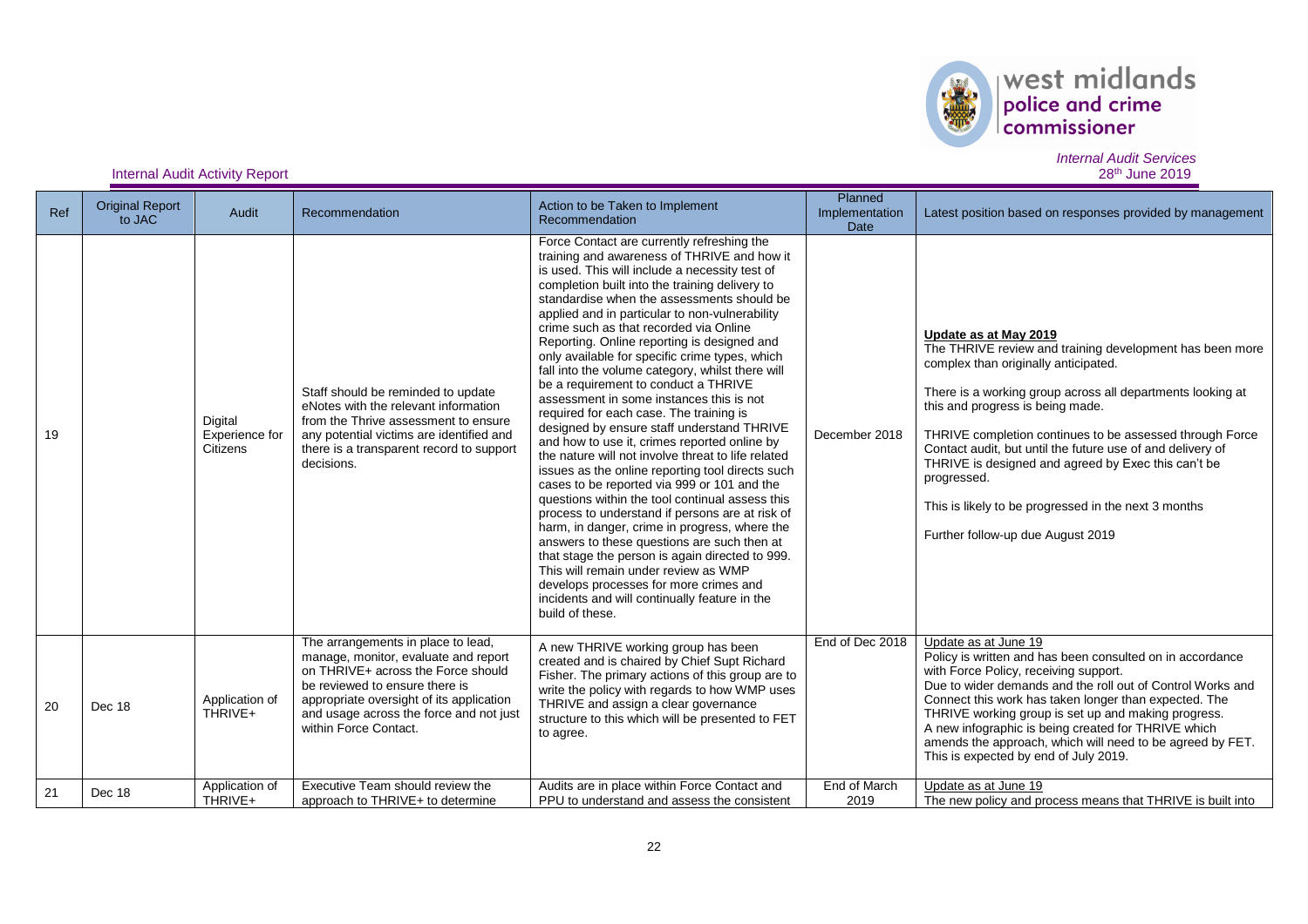Internal Audit Activity Report

*Internal Audit Services*
28th June 2019

| Ref | Original Report to JAC | Audit | Recommendation | Action to be Taken to Implement Recommendation | Planned Implementation Date | Latest position based on responses provided by management |
|---|---|---|---|---|---|---|
| 19 | | Digital Experience for Citizens | Staff should be reminded to update eNotes with the relevant information from the Thrive assessment to ensure any potential victims are identified and there is a transparent record to support decisions. | Force Contact are currently refreshing the training and awareness of THRIVE and how it is used. This will include a necessity test of completion built into the training delivery to standardise when the assessments should be applied and in particular to non-vulnerability crime such as that recorded via Online Reporting. Online reporting is designed and only available for specific crime types, which fall into the volume category, whilst there will be a requirement to conduct a THRIVE assessment in some instances this is not required for each case. The training is designed by ensure staff understand THRIVE and how to use it, crimes reported online by the nature will not involve threat to life related issues as the online reporting tool directs such cases to be reported via 999 or 101 and the questions within the tool continual assess this process to understand if persons are at risk of harm, in danger, crime in progress, where the answers to these questions are such then at that stage the person is again directed to 999. This will remain under review as WMP develops processes for more crimes and incidents and will continually feature in the build of these. | December 2018 | **Update as at May 2019**<br>The THRIVE review and training development has been more complex than originally anticipated.<br><br>There is a working group across all departments looking at this and progress is being made.<br><br>THRIVE completion continues to be assessed through Force Contact audit, but until the future use of and delivery of THRIVE is designed and agreed by Exec this can't be progressed.<br><br>This is likely to be progressed in the next 3 months<br><br>Further follow-up due August 2019 |
| 20 | Dec 18 | Application of THRIVE+ | The arrangements in place to lead, manage, monitor, evaluate and report on THRIVE+ across the Force should be reviewed to ensure there is appropriate oversight of its application and usage across the force and not just within Force Contact. | A new THRIVE working group has been created and is chaired by Chief Supt Richard Fisher. The primary actions of this group are to write the policy with regards to how WMP uses THRIVE and assign a clear governance structure to this which will be presented to FET to agree. | End of Dec 2018 | Update as at June 19<br>Policy is written and has been consulted on in accordance with Force Policy, receiving support.<br>Due to wider demands and the roll out of Control Works and Connect this work has taken longer than expected. The THRIVE working group is set up and making progress.<br>A new infographic is being created for THRIVE which amends the approach, which will need to be agreed by FET. This is expected by end of July 2019. |
| 21 | Dec 18 | Application of THRIVE+ | Executive Team should review the approach to THRIVE+ to determine | Audits are in place within Force Contact and PPU to understand and assess the consistent | End of March 2019 | Update as at June 19<br>The new policy and process means that THRIVE is built into |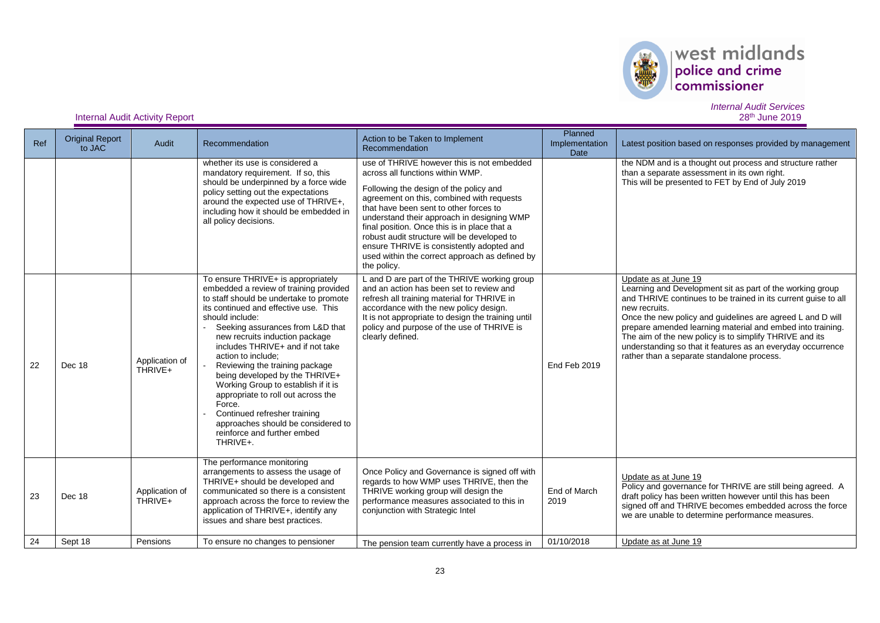Internal Audit Activity Report

*Internal Audit Services*
*28th June 2019*

| Ref | Original Report to JAC | Audit | Recommendation | Action to be Taken to Implement Recommendation | Planned Implementation Date | Latest position based on responses provided by management |
|---|---|---|---|---|---|---|
| | | | whether its use is considered a mandatory requirement. If so, this should be underpinned by a force wide policy setting out the expectations around the expected use of THRIVE+, including how it should be embedded in all policy decisions. | use of THRIVE however this is not embedded across all functions within WMP.<br><br>Following the design of the policy and agreement on this, combined with requests that have been sent to other forces to understand their approach in designing WMP final position. Once this is in place that a robust audit structure will be developed to ensure THRIVE is consistently adopted and used within the correct approach as defined by the policy. | | the NDM and is a thought out process and structure rather than a separate assessment in its own right.<br>This will be presented to FET by End of July 2019 |
| 22 | Dec 18 | Application of THRIVE+ | To ensure THRIVE+ is appropriately embedded a review of training provided to staff should be undertake to promote its continued and effective use. This should include:<br>- Seeking assurances from L&D that new recruits induction package includes THRIVE+ and if not take action to include;<br>- Reviewing the training package being developed by the THRIVE+ Working Group to establish if it is appropriate to roll out across the Force.<br>- Continued refresher training approaches should be considered to reinforce and further embed THRIVE+. | L and D are part of the THRIVE working group and an action has been set to review and refresh all training material for THRIVE in accordance with the new policy design.<br>It is not appropriate to design the training until policy and purpose of the use of THRIVE is clearly defined. | End Feb 2019 | Update as at June 19<br>Learning and Development sit as part of the working group and THRIVE continues to be trained in its current guise to all new recruits.<br>Once the new policy and guidelines are agreed L and D will prepare amended learning material and embed into training. The aim of the new policy is to simplify THRIVE and its understanding so that it features as an everyday occurrence rather than a separate standalone process. |
| 23 | Dec 18 | Application of THRIVE+ | The performance monitoring arrangements to assess the usage of THRIVE+ should be developed and communicated so there is a consistent approach across the force to review the application of THRIVE+, identify any issues and share best practices. | Once Policy and Governance is signed off with regards to how WMP uses THRIVE, then the THRIVE working group will design the performance measures associated to this in conjunction with Strategic Intel | End of March 2019 | Update as at June 19<br>Policy and governance for THRIVE are still being agreed. A draft policy has been written however until this has been signed off and THRIVE becomes embedded across the force we are unable to determine performance measures. |
| 24 | Sept 18 | Pensions | To ensure no changes to pensioner | The pension team currently have a process in | 01/10/2018 | Update as at June 19 |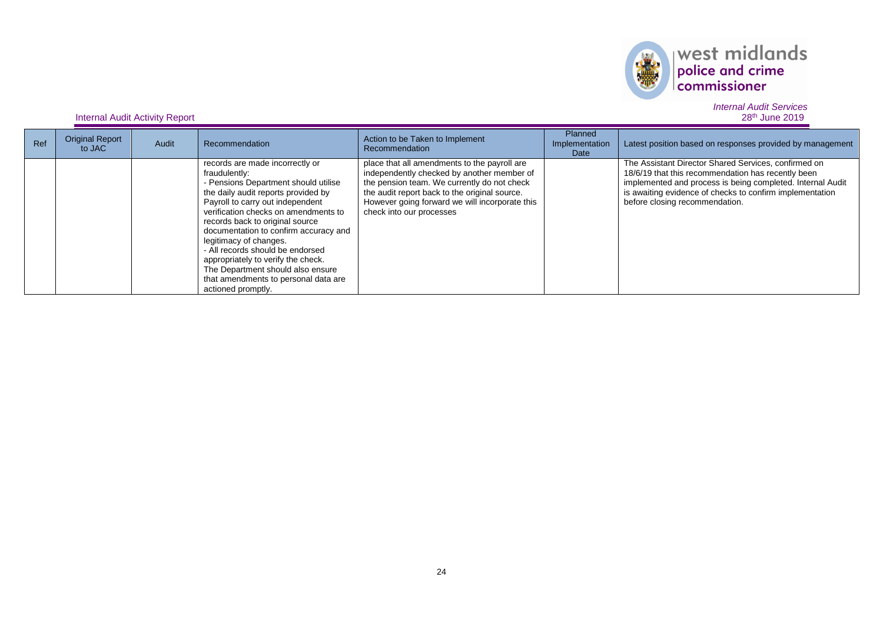| Ref | Original Report to JAC | Audit | Recommendation | Action to be Taken to Implement Recommendation | Planned Implementation Date | Latest position based on responses provided by management |
|---|---|---|---|---|---|---|
| | | | records are made incorrectly or fraudulently:<br>- Pensions Department should utilise the daily audit reports provided by Payroll to carry out independent verification checks on amendments to records back to original source documentation to confirm accuracy and legitimacy of changes.<br>- All records should be endorsed appropriately to verify the check.<br>The Department should also ensure that amendments to personal data are actioned promptly. | place that all amendments to the payroll are independently checked by another member of the pension team. We currently do not check the audit report back to the original source. However going forward we will incorporate this check into our processes | | The Assistant Director Shared Services, confirmed on 18/6/19 that this recommendation has recently been implemented and process is being completed. Internal Audit is awaiting evidence of checks to confirm implementation before closing recommendation. |